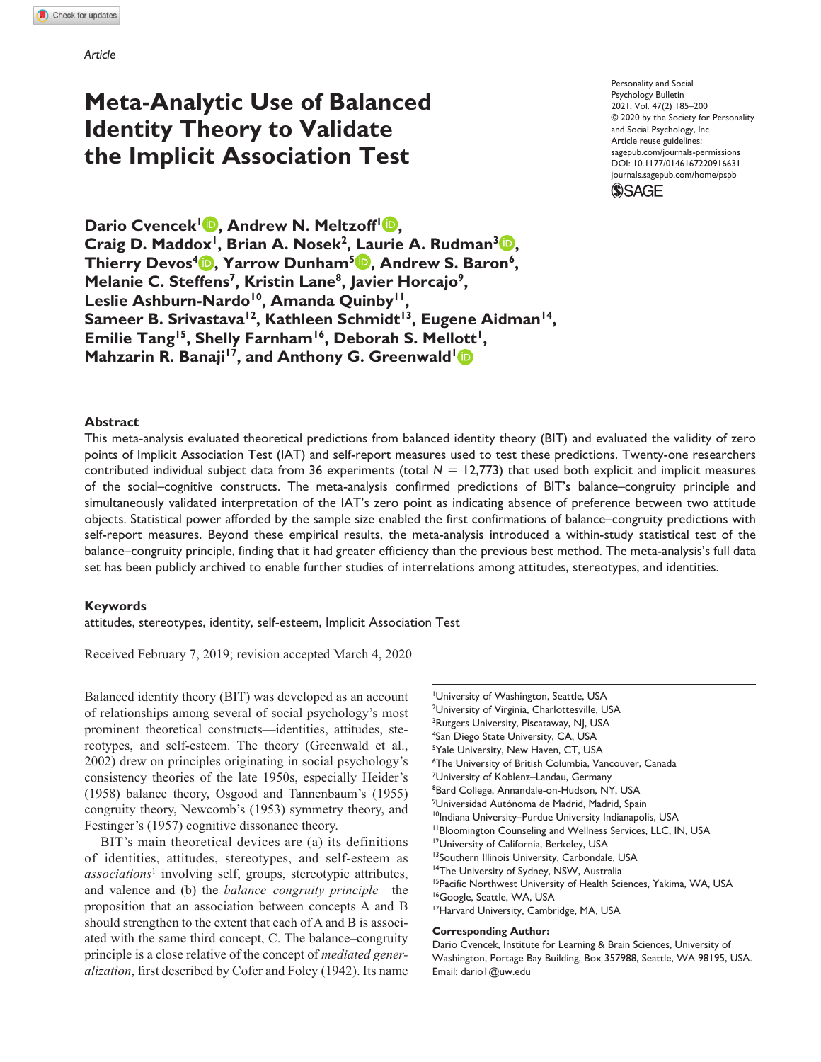Article

# Meta-Analytic Use of Balanced Identity Theory to Validate the Implicit Association Test

Personality and Social Psychology Bulletin
2021, Vol. 47(2) 185–200
© 2020 by the Society for Personality and Social Psychology, Inc
Article reuse guidelines: sagepub.com/journals-permissions
DOI: 10.1177/0146167220916631
journals.sagepub.com/home/pspb

**Dario Cvencek[1], Andrew N. Meltzoff[1], Craig D. Maddox[1], Brian A. Nosek[2], Laurie A. Rudman[3], Thierry Devos[4], Yarrow Dunham[5], Andrew S. Baron[6], Melanie C. Steffens[7], Kristin Lane[8], Javier Horcajo[9], Leslie Ashburn-Nardo[10], Amanda Quinby[11], Sameer B. Srivastava[12], Kathleen Schmidt[13], Eugene Aidman[14], Emilie Tang[15], Shelly Farnham[16], Deborah S. Mellott[1], Mahzarin R. Banaji[17], and Anthony G. Greenwald[1]**

## Abstract

This meta-analysis evaluated theoretical predictions from balanced identity theory (BIT) and evaluated the validity of zero points of Implicit Association Test (IAT) and self-report measures used to test these predictions. Twenty-one researchers contributed individual subject data from 36 experiments (total $N = 12{,}773$) that used both explicit and implicit measures of the social–cognitive constructs. The meta-analysis confirmed predictions of BIT's balance–congruity principle and simultaneously validated interpretation of the IAT's zero point as indicating absence of preference between two attitude objects. Statistical power afforded by the sample size enabled the first confirmations of balance–congruity predictions with self-report measures. Beyond these empirical results, the meta-analysis introduced a within-study statistical test of the balance–congruity principle, finding that it had greater efficiency than the previous best method. The meta-analysis's full data set has been publicly archived to enable further studies of interrelations among attitudes, stereotypes, and identities.

## Keywords

attitudes, stereotypes, identity, self-esteem, Implicit Association Test

Received February 7, 2019; revision accepted March 4, 2020

Balanced identity theory (BIT) was developed as an account of relationships among several of social psychology's most prominent theoretical constructs—identities, attitudes, stereotypes, and self-esteem. The theory (Greenwald et al., 2002) drew on principles originating in social psychology's consistency theories of the late 1950s, especially Heider's (1958) balance theory, Osgood and Tannenbaum's (1955) congruity theory, Newcomb's (1953) symmetry theory, and Festinger's (1957) cognitive dissonance theory.

BIT's main theoretical devices are (a) its definitions of identities, attitudes, stereotypes, and self-esteem as *associations*[1] involving self, groups, stereotypic attributes, and valence and (b) the *balance–congruity principle*—the proposition that an association between concepts A and B should strengthen to the extent that each of A and B is associated with the same third concept, C. The balance–congruity principle is a close relative of the concept of *mediated generalization*, first described by Cofer and Foley (1942). Its name

[1]University of Washington, Seattle, USA
[2]University of Virginia, Charlottesville, USA
[3]Rutgers University, Piscataway, NJ, USA
[4]San Diego State University, CA, USA
[5]Yale University, New Haven, CT, USA
[6]The University of British Columbia, Vancouver, Canada
[7]University of Koblenz–Landau, Germany
[8]Bard College, Annandale-on-Hudson, NY, USA
[9]Universidad Autónoma de Madrid, Madrid, Spain
[10]Indiana University–Purdue University Indianapolis, USA
[11]Bloomington Counseling and Wellness Services, LLC, IN, USA
[12]University of California, Berkeley, USA
[13]Southern Illinois University, Carbondale, USA
[14]The University of Sydney, NSW, Australia
[15]Pacific Northwest University of Health Sciences, Yakima, WA, USA
[16]Google, Seattle, WA, USA
[17]Harvard University, Cambridge, MA, USA

**Corresponding Author:**
Dario Cvencek, Institute for Learning & Brain Sciences, University of Washington, Portage Bay Building, Box 357988, Seattle, WA 98195, USA.
Email: dario1@uw.edu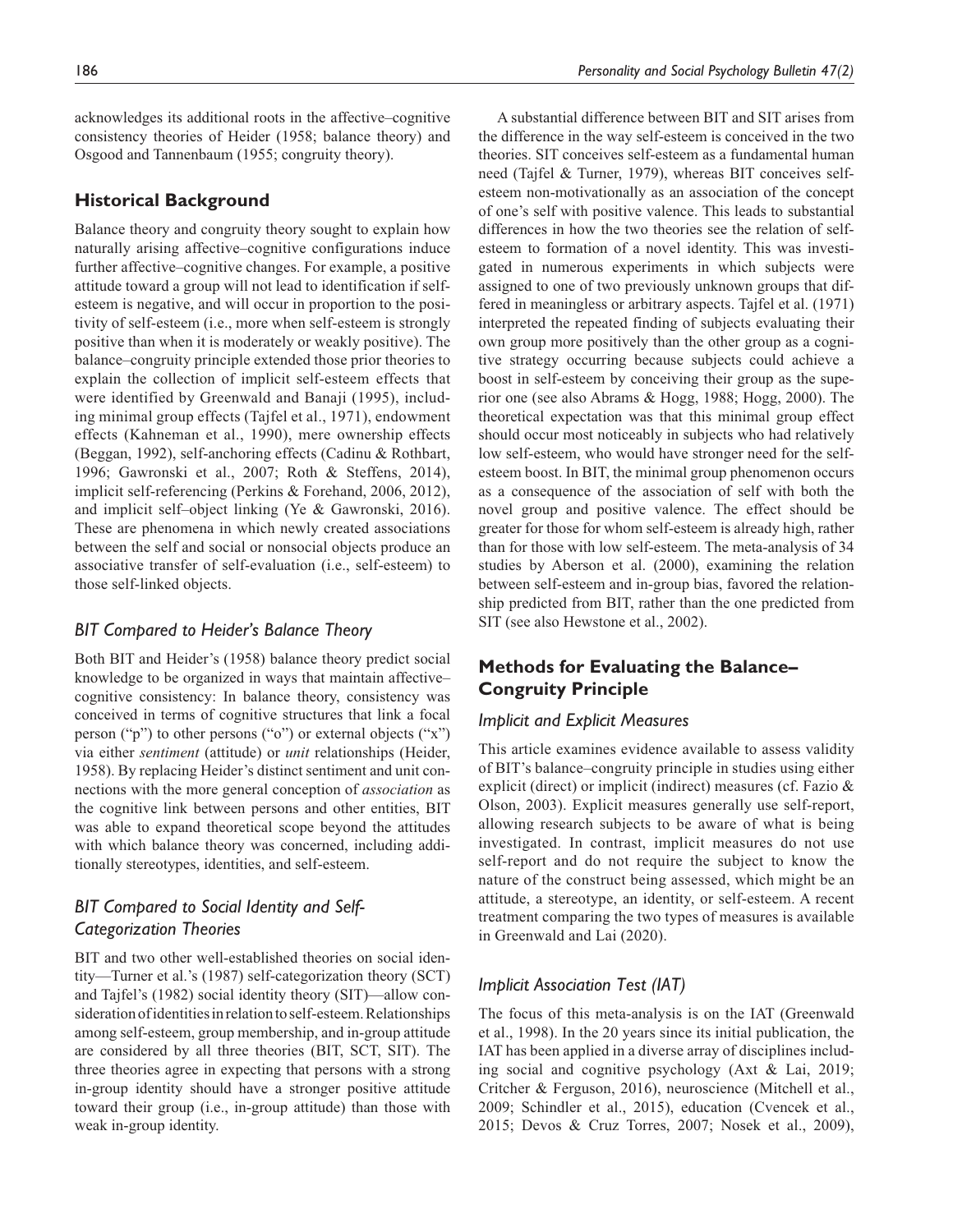acknowledges its additional roots in the affective–cognitive consistency theories of Heider (1958; balance theory) and Osgood and Tannenbaum (1955; congruity theory).

## Historical Background

Balance theory and congruity theory sought to explain how naturally arising affective–cognitive configurations induce further affective–cognitive changes. For example, a positive attitude toward a group will not lead to identification if self-esteem is negative, and will occur in proportion to the positivity of self-esteem (i.e., more when self-esteem is strongly positive than when it is moderately or weakly positive). The balance–congruity principle extended those prior theories to explain the collection of implicit self-esteem effects that were identified by Greenwald and Banaji (1995), including minimal group effects (Tajfel et al., 1971), endowment effects (Kahneman et al., 1990), mere ownership effects (Beggan, 1992), self-anchoring effects (Cadinu & Rothbart, 1996; Gawronski et al., 2007; Roth & Steffens, 2014), implicit self-referencing (Perkins & Forehand, 2006, 2012), and implicit self–object linking (Ye & Gawronski, 2016). These are phenomena in which newly created associations between the self and social or nonsocial objects produce an associative transfer of self-evaluation (i.e., self-esteem) to those self-linked objects.

### *BIT Compared to Heider's Balance Theory*

Both BIT and Heider's (1958) balance theory predict social knowledge to be organized in ways that maintain affective–cognitive consistency: In balance theory, consistency was conceived in terms of cognitive structures that link a focal person ("p") to other persons ("o") or external objects ("x") via either *sentiment* (attitude) or *unit* relationships (Heider, 1958). By replacing Heider's distinct sentiment and unit connections with the more general conception of *association* as the cognitive link between persons and other entities, BIT was able to expand theoretical scope beyond the attitudes with which balance theory was concerned, including additionally stereotypes, identities, and self-esteem.

### *BIT Compared to Social Identity and Self-Categorization Theories*

BIT and two other well-established theories on social identity—Turner et al.'s (1987) self-categorization theory (SCT) and Tajfel's (1982) social identity theory (SIT)—allow consideration of identities in relation to self-esteem. Relationships among self-esteem, group membership, and in-group attitude are considered by all three theories (BIT, SCT, SIT). The three theories agree in expecting that persons with a strong in-group identity should have a stronger positive attitude toward their group (i.e., in-group attitude) than those with weak in-group identity.

A substantial difference between BIT and SIT arises from the difference in the way self-esteem is conceived in the two theories. SIT conceives self-esteem as a fundamental human need (Tajfel & Turner, 1979), whereas BIT conceives self-esteem non-motivationally as an association of the concept of one's self with positive valence. This leads to substantial differences in how the two theories see the relation of self-esteem to formation of a novel identity. This was investigated in numerous experiments in which subjects were assigned to one of two previously unknown groups that differed in meaningless or arbitrary aspects. Tajfel et al. (1971) interpreted the repeated finding of subjects evaluating their own group more positively than the other group as a cognitive strategy occurring because subjects could achieve a boost in self-esteem by conceiving their group as the superior one (see also Abrams & Hogg, 1988; Hogg, 2000). The theoretical expectation was that this minimal group effect should occur most noticeably in subjects who had relatively low self-esteem, who would have stronger need for the self-esteem boost. In BIT, the minimal group phenomenon occurs as a consequence of the association of self with both the novel group and positive valence. The effect should be greater for those for whom self-esteem is already high, rather than for those with low self-esteem. The meta-analysis of 34 studies by Aberson et al. (2000), examining the relation between self-esteem and in-group bias, favored the relationship predicted from BIT, rather than the one predicted from SIT (see also Hewstone et al., 2002).

## Methods for Evaluating the Balance–Congruity Principle

### *Implicit and Explicit Measures*

This article examines evidence available to assess validity of BIT's balance–congruity principle in studies using either explicit (direct) or implicit (indirect) measures (cf. Fazio & Olson, 2003). Explicit measures generally use self-report, allowing research subjects to be aware of what is being investigated. In contrast, implicit measures do not use self-report and do not require the subject to know the nature of the construct being assessed, which might be an attitude, a stereotype, an identity, or self-esteem. A recent treatment comparing the two types of measures is available in Greenwald and Lai (2020).

### *Implicit Association Test (IAT)*

The focus of this meta-analysis is on the IAT (Greenwald et al., 1998). In the 20 years since its initial publication, the IAT has been applied in a diverse array of disciplines including social and cognitive psychology (Axt & Lai, 2019; Critcher & Ferguson, 2016), neuroscience (Mitchell et al., 2009; Schindler et al., 2015), education (Cvencek et al., 2015; Devos & Cruz Torres, 2007; Nosek et al., 2009),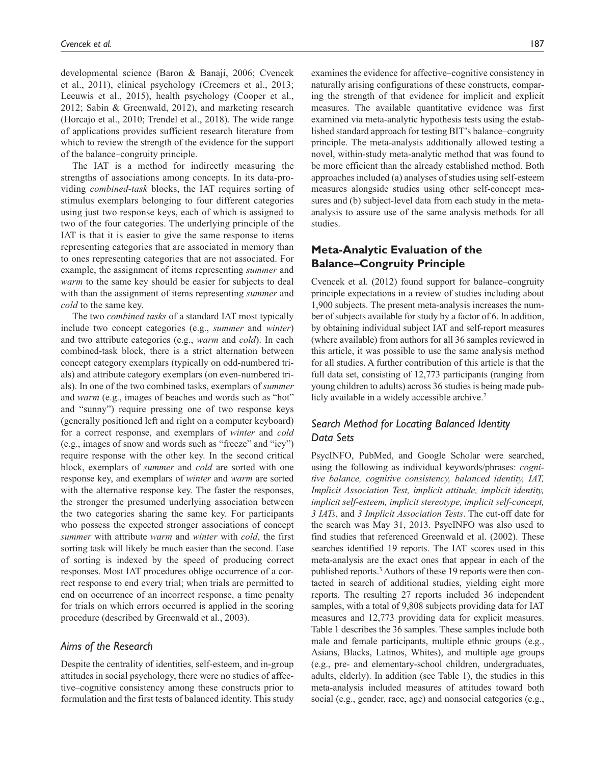developmental science (Baron & Banaji, 2006; Cvencek et al., 2011), clinical psychology (Creemers et al., 2013; Leeuwis et al., 2015), health psychology (Cooper et al., 2012; Sabin & Greenwald, 2012), and marketing research (Horcajo et al., 2010; Trendel et al., 2018). The wide range of applications provides sufficient research literature from which to review the strength of the evidence for the support of the balance–congruity principle.

The IAT is a method for indirectly measuring the strengths of associations among concepts. In its data-providing *combined-task* blocks, the IAT requires sorting of stimulus exemplars belonging to four different categories using just two response keys, each of which is assigned to two of the four categories. The underlying principle of the IAT is that it is easier to give the same response to items representing categories that are associated in memory than to ones representing categories that are not associated. For example, the assignment of items representing *summer* and *warm* to the same key should be easier for subjects to deal with than the assignment of items representing *summer* and *cold* to the same key.

The two *combined tasks* of a standard IAT most typically include two concept categories (e.g., *summer* and *winter*) and two attribute categories (e.g., *warm* and *cold*). In each combined-task block, there is a strict alternation between concept category exemplars (typically on odd-numbered trials) and attribute category exemplars (on even-numbered trials). In one of the two combined tasks, exemplars of *summer* and *warm* (e.g., images of beaches and words such as "hot" and "sunny") require pressing one of two response keys (generally positioned left and right on a computer keyboard) for a correct response, and exemplars of *winter* and *cold* (e.g., images of snow and words such as "freeze" and "icy") require response with the other key. In the second critical block, exemplars of *summer* and *cold* are sorted with one response key, and exemplars of *winter* and *warm* are sorted with the alternative response key. The faster the responses, the stronger the presumed underlying association between the two categories sharing the same key. For participants who possess the expected stronger associations of concept *summer* with attribute *warm* and *winter* with *cold*, the first sorting task will likely be much easier than the second. Ease of sorting is indexed by the speed of producing correct responses. Most IAT procedures oblige occurrence of a correct response to end every trial; when trials are permitted to end on occurrence of an incorrect response, a time penalty for trials on which errors occurred is applied in the scoring procedure (described by Greenwald et al., 2003).

### *Aims of the Research*

Despite the centrality of identities, self-esteem, and in-group attitudes in social psychology, there were no studies of affective–cognitive consistency among these constructs prior to formulation and the first tests of balanced identity. This study examines the evidence for affective–cognitive consistency in naturally arising configurations of these constructs, comparing the strength of that evidence for implicit and explicit measures. The available quantitative evidence was first examined via meta-analytic hypothesis tests using the established standard approach for testing BIT's balance–congruity principle. The meta-analysis additionally allowed testing a novel, within-study meta-analytic method that was found to be more efficient than the already established method. Both approaches included (a) analyses of studies using self-esteem measures alongside studies using other self-concept measures and (b) subject-level data from each study in the meta-analysis to assure use of the same analysis methods for all studies.

## Meta-Analytic Evaluation of the Balance–Congruity Principle

Cvencek et al. (2012) found support for balance–congruity principle expectations in a review of studies including about 1,900 subjects. The present meta-analysis increases the number of subjects available for study by a factor of 6. In addition, by obtaining individual subject IAT and self-report measures (where available) from authors for all 36 samples reviewed in this article, it was possible to use the same analysis method for all studies. A further contribution of this article is that the full data set, consisting of 12,773 participants (ranging from young children to adults) across 36 studies is being made publicly available in a widely accessible archive.[2]

### *Search Method for Locating Balanced Identity Data Sets*

PsycINFO, PubMed, and Google Scholar were searched, using the following as individual keywords/phrases: *cognitive balance, cognitive consistency, balanced identity, IAT, Implicit Association Test, implicit attitude, implicit identity, implicit self-esteem, implicit stereotype, implicit self-concept, 3 IATs*, and *3 Implicit Association Tests*. The cut-off date for the search was May 31, 2013. PsycINFO was also used to find studies that referenced Greenwald et al. (2002). These searches identified 19 reports. The IAT scores used in this meta-analysis are the exact ones that appear in each of the published reports.[3] Authors of these 19 reports were then contacted in search of additional studies, yielding eight more reports. The resulting 27 reports included 36 independent samples, with a total of 9,808 subjects providing data for IAT measures and 12,773 providing data for explicit measures. Table 1 describes the 36 samples. These samples include both male and female participants, multiple ethnic groups (e.g., Asians, Blacks, Latinos, Whites), and multiple age groups (e.g., pre- and elementary-school children, undergraduates, adults, elderly). In addition (see Table 1), the studies in this meta-analysis included measures of attitudes toward both social (e.g., gender, race, age) and nonsocial categories (e.g.,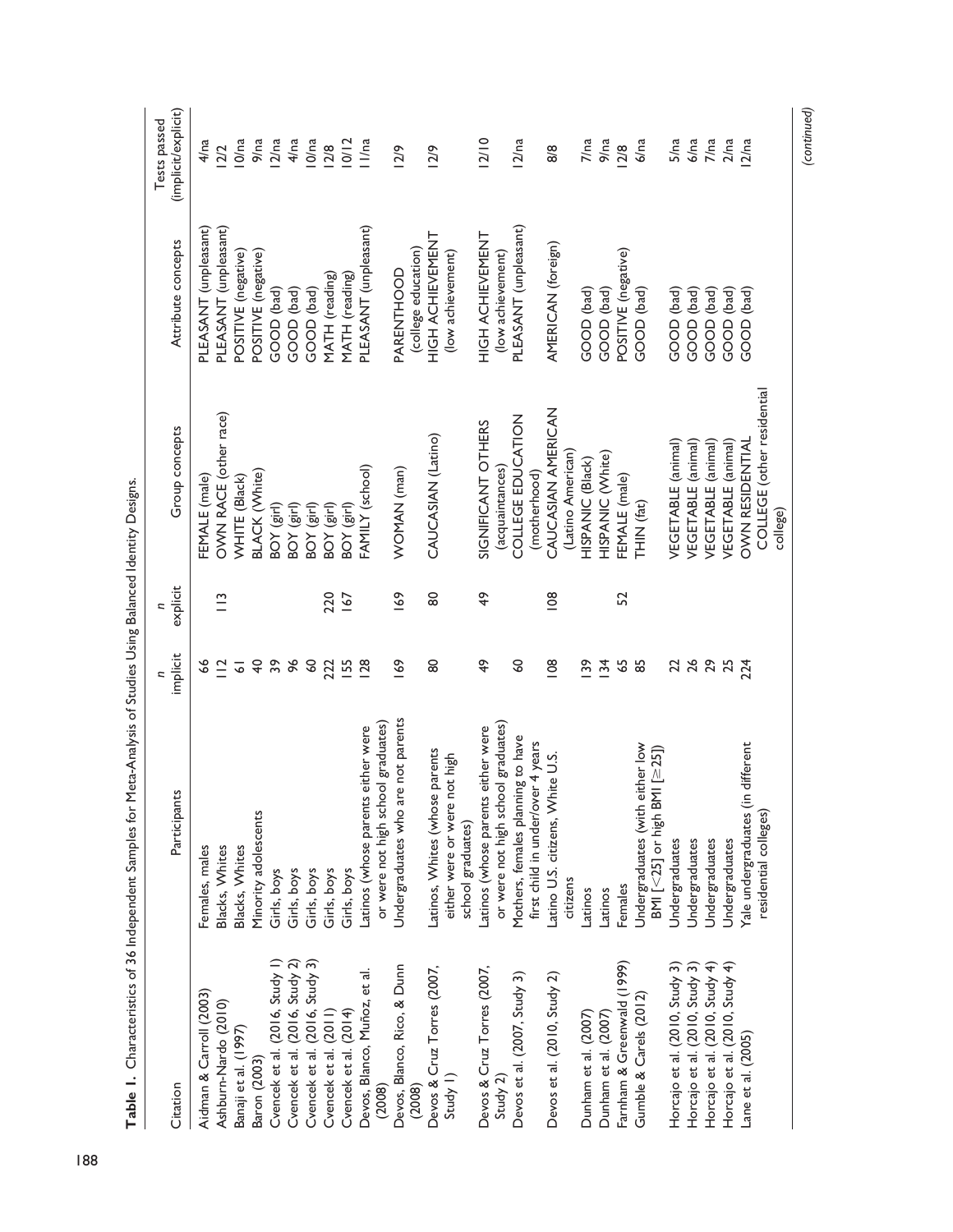**Table 1.** Characteristics of 36 Independent Samples for Meta-Analysis of Studies Using Balanced Identity Designs.

| Citation | Participants | *n* implicit | *n* explicit | Group concepts | Attribute concepts | Tests passed (implicit/explicit) |
|---|---|---|---|---|---|---|
| Aidman & Carroll (2003) | Females, males | 66 | | FEMALE (male) | PLEASANT (unpleasant) | 4/na |
| Ashburn-Nardo (2010) | Blacks, Whites | 112 | 113 | OWN RACE (other race) | PLEASANT (unpleasant) | 12/2 |
| Banaji et al. (1997) | Blacks, Whites | 61 | | WHITE (Black) | POSITIVE (negative) | 10/na |
| Baron (2003) | Minority adolescents | 40 | | BLACK (White) | POSITIVE (negative) | 9/na |
| Cvencek et al. (2016, Study 1) | Girls, boys | 39 | | BOY (girl) | GOOD (bad) | 12/na |
| Cvencek et al. (2016, Study 2) | Girls, boys | 96 | | BOY (girl) | GOOD (bad) | 4/na |
| Cvencek et al. (2016, Study 3) | Girls, boys | 60 | | BOY (girl) | GOOD (bad) | 10/na |
| Cvencek et al. (2011) | Girls, boys | 222 | 220 | BOY (girl) | MATH (reading) | 12/8 |
| Cvencek et al. (2014) | Girls, boys | 155 | 167 | BOY (girl) | MATH (reading) | 10/12 |
| Devos, Blanco, Muñoz, et al. (2008) | Latinos (whose parents either were or were not high school graduates) | 128 | | FAMILY (school) | PLEASANT (unpleasant) | 11/na |
| Devos, Blanco, Rico, & Dunn (2008) | Undergraduates who are not parents | 169 | 169 | WOMAN (man) | PARENTHOOD (college education) | 12/9 |
| Devos & Cruz Torres (2007, Study 1) | Latinos, Whites (whose parents either were or were not high school graduates) | 80 | 80 | CAUCASIAN (Latino) | HIGH ACHIEVEMENT (low achievement) | 12/9 |
| Devos & Cruz Torres (2007, Study 2) | Latinos (whose parents either were or were not high school graduates) | 49 | 49 | SIGNIFICANT OTHERS (acquaintances) | HIGH ACHIEVEMENT (low achievement) | 12/10 |
| Devos et al. (2007, Study 3) | Mothers, females planning to have first child in under/over 4 years | 60 | | COLLEGE EDUCATION (motherhood) | PLEASANT (unpleasant) | 12/na |
| Devos et al. (2010, Study 2) | Latino U.S. citizens, White U.S. citizens | 108 | 108 | CAUCASIAN AMERICAN (Latino American) | AMERICAN (foreign) | 8/8 |
| Dunham et al. (2007) | Latinos | 139 | | HISPANIC (Black) | GOOD (bad) | 7/na |
| Dunham et al. (2007) | Latinos | 134 | | HISPANIC (White) | GOOD (bad) | 9/na |
| Farnham & Greenwald (1999) | Females | 65 | 52 | FEMALE (male) | POSITIVE (negative) | 12/8 |
| Gumble & Carels (2012) | Undergraduates (with either low BMI [<25] or high BMI [≥25]) | 85 | | THIN (fat) | GOOD (bad) | 6/na |
| Horcajo et al. (2010, Study 3) | Undergraduates | 22 | | VEGETABLE (animal) | GOOD (bad) | 5/na |
| Horcajo et al. (2010, Study 3) | Undergraduates | 26 | | VEGETABLE (animal) | GOOD (bad) | 6/na |
| Horcajo et al. (2010, Study 4) | Undergraduates | 29 | | VEGETABLE (animal) | GOOD (bad) | 7/na |
| Horcajo et al. (2010, Study 4) | Undergraduates | 25 | | VEGETABLE (animal) | GOOD (bad) | 2/na |
| Lane et al. (2005) | Yale undergraduates (in different residential colleges) | 224 | | OWN RESIDENTIAL COLLEGE (other residential college) | GOOD (bad) | 12/na |

*(continued)*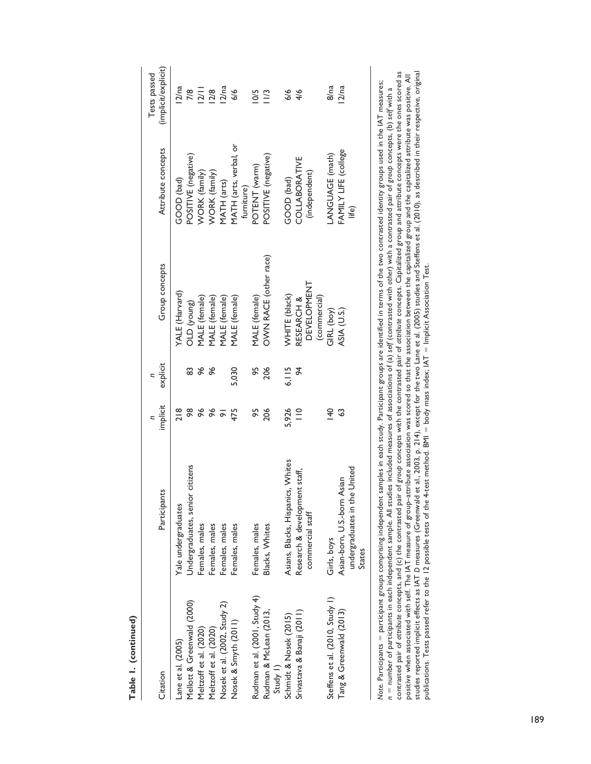**Table 1. (continued)**

| Citation | Participants | *n* implicit | *n* explicit | Group concepts | Attribute concepts | Tests passed (implicit/explicit) |
|---|---|---|---|---|---|---|
| Lane et al. (2005) | Yale undergraduates | 218 | | YALE (Harvard) | GOOD (bad) | 12/na |
| Mellott & Greenwald (2000) | Undergraduates, senior citizens | 98 | 83 | OLD (young) | POSITIVE (negative) | 7/8 |
| Meltzoff et al. (2020) | Females, males | 96 | 96 | MALE (female) | WORK (family) | 12/11 |
| Meltzoff et al. (2020) | Females, males | 96 | 96 | MALE (female) | WORK (family) | 12/8 |
| Nosek et al. (2002, Study 2) | Females, males | 91 | | MALE (female) | MATH (arts) | 12/na |
| Nosek & Smyth (2011) | Females, males | 475 | 5,030 | MALE (female) | MATH (arts, verbal, or furniture) | 6/6 |
| Rudman et al. (2001, Study 4) | Females, males | 95 | 95 | MALE (female) | POTENT (warm) | 10/5 |
| Rudman & McLean (2013, Study 1) | Blacks, Whites | 206 | 206 | OWN RACE (other race) | POSITIVE (negative) | 11/3 |
| Schmidt & Nosek (2015) | Asians, Blacks, Hispanics, Whites | 5,926 | 6,115 | WHITE (black) | GOOD (bad) | 6/6 |
| Srivastava & Banaji (2011) | Research & development staff, commercial staff | 110 | 94 | RESEARCH & DEVELOPMENT (commercial) | COLLABORATIVE (independent) | 4/6 |
| Steffens et al. (2010, Study 1) | Girls, boys | 140 | | GIRL (boy) | LANGUAGE (math) | 8/na |
| Tang & Greenwald (2013) | Asian-born, U.S.-born Asian undergraduates in the United States | 63 | | ASIA (U.S.) | FAMILY LIFE (college life) | 12/na |

*Note.* Participants = participant groups comprising independent samples in each study. Participant groups are identified in terms of the two contrasted identity groups used in the IAT measures; *n* = number of participants in each independent sample. All studies included measures of associations of (a) *self* (contrasted with *other*) with a contrasted pair of *group* concepts, (b) *self* with a contrasted pair of *attribute* concepts, and (c) the contrasted pair of *group* concepts with the contrasted pair of *attribute* concepts. Capitalized group and attribute concepts were the ones scored as positive when associated with self. The IAT measure of group–attribute association was scored so that the association between the capitalized group and the capitalized attribute was positive. All studies reported implicit effects as IAT *D* measures (Greenwald et al., 2003, p. 214), except for the two Lane et al. (2005) studies and Steffens et al. (2010), as described in their respective, original publications. Tests passed refer to the 12 possible tests of the 4-test method. BMI = body mass index; IAT = Implicit Association Test.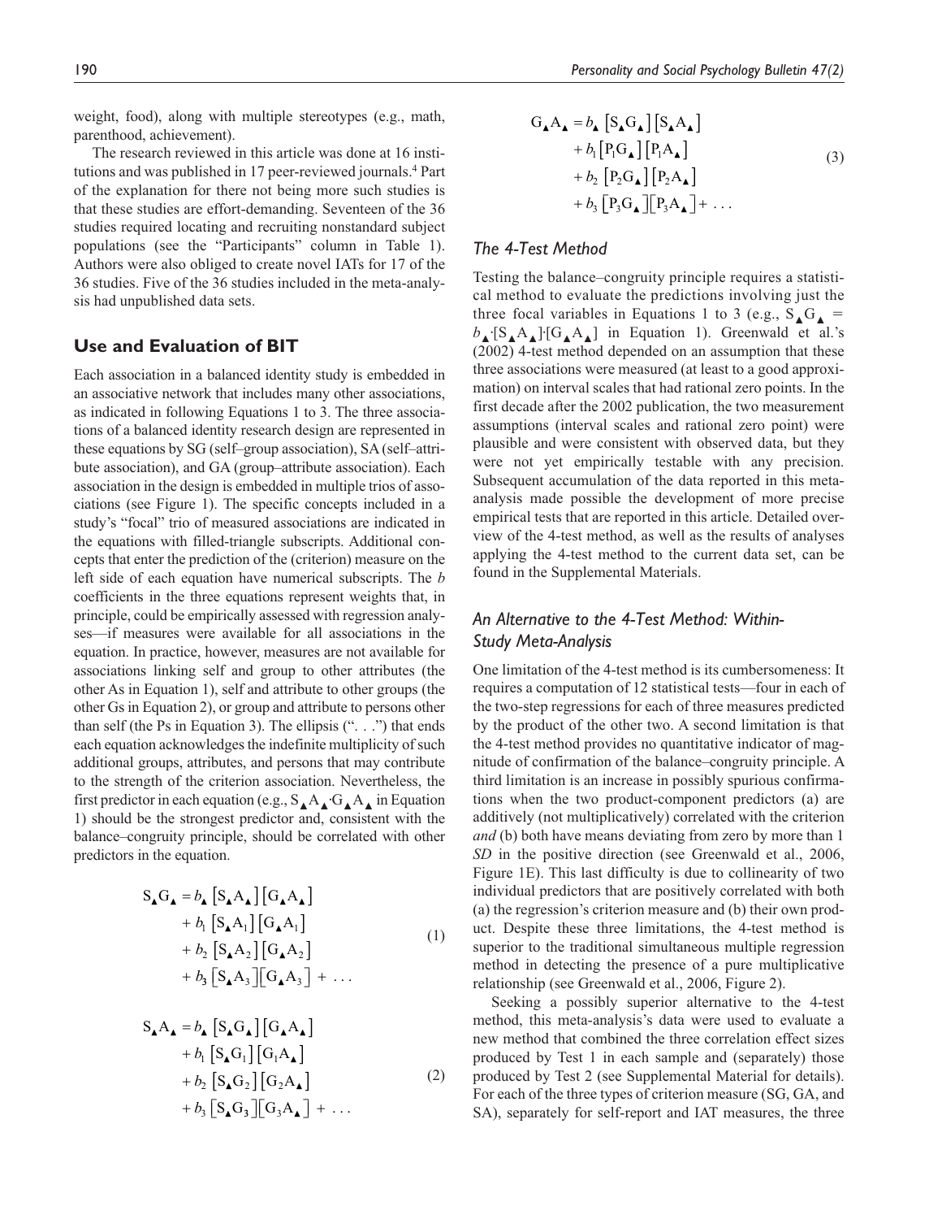weight, food), along with multiple stereotypes (e.g., math, parenthood, achievement).

The research reviewed in this article was done at 16 institutions and was published in 17 peer-reviewed journals.[4] Part of the explanation for there not being more such studies is that these studies are effort-demanding. Seventeen of the 36 studies required locating and recruiting nonstandard subject populations (see the "Participants" column in Table 1). Authors were also obliged to create novel IATs for 17 of the 36 studies. Five of the 36 studies included in the meta-analysis had unpublished data sets.

## Use and Evaluation of BIT

Each association in a balanced identity study is embedded in an associative network that includes many other associations, as indicated in following Equations 1 to 3. The three associations of a balanced identity research design are represented in these equations by SG (self–group association), SA (self–attribute association), and GA (group–attribute association). Each association in the design is embedded in multiple trios of associations (see Figure 1). The specific concepts included in a study's "focal" trio of measured associations are indicated in the equations with filled-triangle subscripts. Additional concepts that enter the prediction of the (criterion) measure on the left side of each equation have numerical subscripts. The *b* coefficients in the three equations represent weights that, in principle, could be empirically assessed with regression analyses—if measures were available for all associations in the equation. In practice, however, measures are not available for associations linking self and group to other attributes (the other As in Equation 1), self and attribute to other groups (the other Gs in Equation 2), or group and attribute to persons other than self (the Ps in Equation 3). The ellipsis (". . .") that ends each equation acknowledges the indefinite multiplicity of such additional groups, attributes, and persons that may contribute to the strength of the criterion association. Nevertheless, the first predictor in each equation (e.g., $S_\blacktriangle A_\blacktriangle \cdot G_\blacktriangle A_\blacktriangle$ in Equation 1) should be the strongest predictor and, consistent with the balance–congruity principle, should be correlated with other predictors in the equation.

$$
\begin{aligned}
S_\blacktriangle G_\blacktriangle = {} & b_\blacktriangle \left[S_\blacktriangle A_\blacktriangle\right]\left[G_\blacktriangle A_\blacktriangle\right] \\
& + b_1 \left[S_\blacktriangle A_1\right]\left[G_\blacktriangle A_1\right] \\
& + b_2 \left[S_\blacktriangle A_2\right]\left[G_\blacktriangle A_2\right] \\
& + b_3 \left[S_\blacktriangle A_3\right]\left[G_\blacktriangle A_3\right] + \ldots
\end{aligned}
\tag{1}
$$

$$
\begin{aligned}
S_\blacktriangle A_\blacktriangle = {} & b_\blacktriangle \left[S_\blacktriangle G_\blacktriangle\right]\left[G_\blacktriangle A_\blacktriangle\right] \\
& + b_1 \left[S_\blacktriangle G_1\right]\left[G_1 A_\blacktriangle\right] \\
& + b_2 \left[S_\blacktriangle G_2\right]\left[G_2 A_\blacktriangle\right] \\
& + b_3 \left[S_\blacktriangle G_3\right]\left[G_3 A_\blacktriangle\right] + \ldots
\end{aligned}
\tag{2}
$$

$$
\begin{aligned}
G_\blacktriangle A_\blacktriangle = {} & b_\blacktriangle \left[S_\blacktriangle G_\blacktriangle\right]\left[S_\blacktriangle A_\blacktriangle\right] \\
& + b_1 \left[P_1 G_\blacktriangle\right]\left[P_1 A_\blacktriangle\right] \\
& + b_2 \left[P_2 G_\blacktriangle\right]\left[P_2 A_\blacktriangle\right] \\
& + b_3 \left[P_3 G_\blacktriangle\right]\left[P_3 A_\blacktriangle\right] + \ldots
\end{aligned}
\tag{3}
$$

### The 4-Test Method

Testing the balance–congruity principle requires a statistical method to evaluate the predictions involving just the three focal variables in Equations 1 to 3 (e.g., $S_\blacktriangle G_\blacktriangle = b_\blacktriangle \cdot [S_\blacktriangle A_\blacktriangle] \cdot [G_\blacktriangle A_\blacktriangle]$ in Equation 1). Greenwald et al.'s (2002) 4-test method depended on an assumption that these three associations were measured (at least to a good approximation) on interval scales that had rational zero points. In the first decade after the 2002 publication, the two measurement assumptions (interval scales and rational zero point) were plausible and were consistent with observed data, but they were not yet empirically testable with any precision. Subsequent accumulation of the data reported in this meta-analysis made possible the development of more precise empirical tests that are reported in this article. Detailed overview of the 4-test method, as well as the results of analyses applying the 4-test method to the current data set, can be found in the Supplemental Materials.

### An Alternative to the 4-Test Method: Within-Study Meta-Analysis

One limitation of the 4-test method is its cumbersomeness: It requires a computation of 12 statistical tests—four in each of the two-step regressions for each of three measures predicted by the product of the other two. A second limitation is that the 4-test method provides no quantitative indicator of magnitude of confirmation of the balance–congruity principle. A third limitation is an increase in possibly spurious confirmations when the two product-component predictors (a) are additively (not multiplicatively) correlated with the criterion *and* (b) both have means deviating from zero by more than 1 *SD* in the positive direction (see Greenwald et al., 2006, Figure 1E). This last difficulty is due to collinearity of two individual predictors that are positively correlated with both (a) the regression's criterion measure and (b) their own product. Despite these three limitations, the 4-test method is superior to the traditional simultaneous multiple regression method in detecting the presence of a pure multiplicative relationship (see Greenwald et al., 2006, Figure 2).

Seeking a possibly superior alternative to the 4-test method, this meta-analysis's data were used to evaluate a new method that combined the three correlation effect sizes produced by Test 1 in each sample and (separately) those produced by Test 2 (see Supplemental Material for details). For each of the three types of criterion measure (SG, GA, and SA), separately for self-report and IAT measures, the three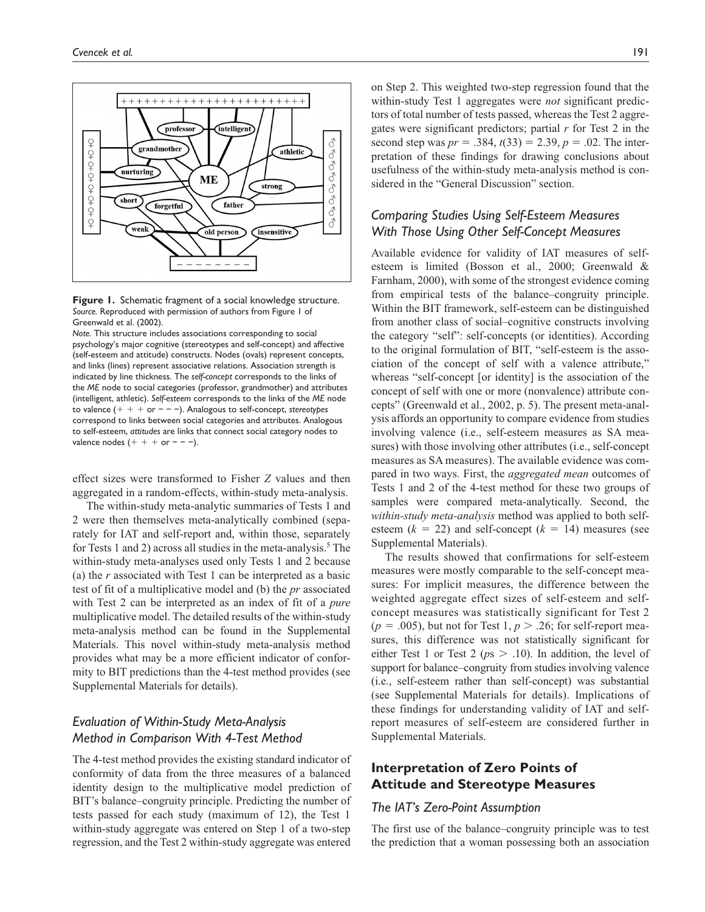**Figure 1.** Schematic fragment of a social knowledge structure.
*Source.* Reproduced with permission of authors from Figure 1 of Greenwald et al. (2002).
*Note.* This structure includes associations corresponding to social psychology's major cognitive (stereotypes and self-concept) and affective (self-esteem and attitude) constructs. Nodes (ovals) represent concepts, and links (lines) represent associative relations. Association strength is indicated by line thickness. The *self-concept* corresponds to the links of the *ME* node to social categories (professor, grandmother) and attributes (intelligent, athletic). *Self-esteem* corresponds to the links of the *ME* node to valence (+ + + or − − −). Analogous to self-concept, *stereotypes* correspond to links between social categories and attributes. Analogous to self-esteem, *attitudes* are links that connect social category nodes to valence nodes (+ + + or − − −).

effect sizes were transformed to Fisher *Z* values and then aggregated in a random-effects, within-study meta-analysis.

The within-study meta-analytic summaries of Tests 1 and 2 were then themselves meta-analytically combined (separately for IAT and self-report and, within those, separately for Tests 1 and 2) across all studies in the meta-analysis.[5] The within-study meta-analyses used only Tests 1 and 2 because (a) the *r* associated with Test 1 can be interpreted as a basic test of fit of a multiplicative model and (b) the *pr* associated with Test 2 can be interpreted as an index of fit of a *pure* multiplicative model. The detailed results of the within-study meta-analysis method can be found in the Supplemental Materials. This novel within-study meta-analysis method provides what may be a more efficient indicator of conformity to BIT predictions than the 4-test method provides (see Supplemental Materials for details).

### *Evaluation of Within-Study Meta-Analysis Method in Comparison With 4-Test Method*

The 4-test method provides the existing standard indicator of conformity of data from the three measures of a balanced identity design to the multiplicative model prediction of BIT's balance–congruity principle. Predicting the number of tests passed for each study (maximum of 12), the Test 1 within-study aggregate was entered on Step 1 of a two-step regression, and the Test 2 within-study aggregate was entered on Step 2. This weighted two-step regression found that the within-study Test 1 aggregates were *not* significant predictors of total number of tests passed, whereas the Test 2 aggregates were significant predictors; partial *r* for Test 2 in the second step was $pr = .384$, $t(33) = 2.39$, $p = .02$. The interpretation of these findings for drawing conclusions about usefulness of the within-study meta-analysis method is considered in the "General Discussion" section.

### *Comparing Studies Using Self-Esteem Measures With Those Using Other Self-Concept Measures*

Available evidence for validity of IAT measures of self-esteem is limited (Bosson et al., 2000; Greenwald & Farnham, 2000), with some of the strongest evidence coming from empirical tests of the balance–congruity principle. Within the BIT framework, self-esteem can be distinguished from another class of social–cognitive constructs involving the category "self": self-concepts (or identities). According to the original formulation of BIT, "self-esteem is the association of the concept of self with a valence attribute," whereas "self-concept [or identity] is the association of the concept of self with one or more (nonvalence) attribute concepts" (Greenwald et al., 2002, p. 5). The present meta-analysis affords an opportunity to compare evidence from studies involving valence (i.e., self-esteem measures as SA measures) with those involving other attributes (i.e., self-concept measures as SA measures). The available evidence was compared in two ways. First, the *aggregated mean* outcomes of Tests 1 and 2 of the 4-test method for these two groups of samples were compared meta-analytically. Second, the *within-study meta-analysis* method was applied to both self-esteem ($k = 22$) and self-concept ($k = 14$) measures (see Supplemental Materials).

The results showed that confirmations for self-esteem measures were mostly comparable to the self-concept measures: For implicit measures, the difference between the weighted aggregate effect sizes of self-esteem and self-concept measures was statistically significant for Test 2 ($p = .005$), but not for Test 1, $p > .26$; for self-report measures, this difference was not statistically significant for either Test 1 or Test 2 ($p$s $> .10$). In addition, the level of support for balance–congruity from studies involving valence (i.e., self-esteem rather than self-concept) was substantial (see Supplemental Materials for details). Implications of these findings for understanding validity of IAT and self-report measures of self-esteem are considered further in Supplemental Materials.

## Interpretation of Zero Points of Attitude and Stereotype Measures

### *The IAT's Zero-Point Assumption*

The first use of the balance–congruity principle was to test the prediction that a woman possessing both an association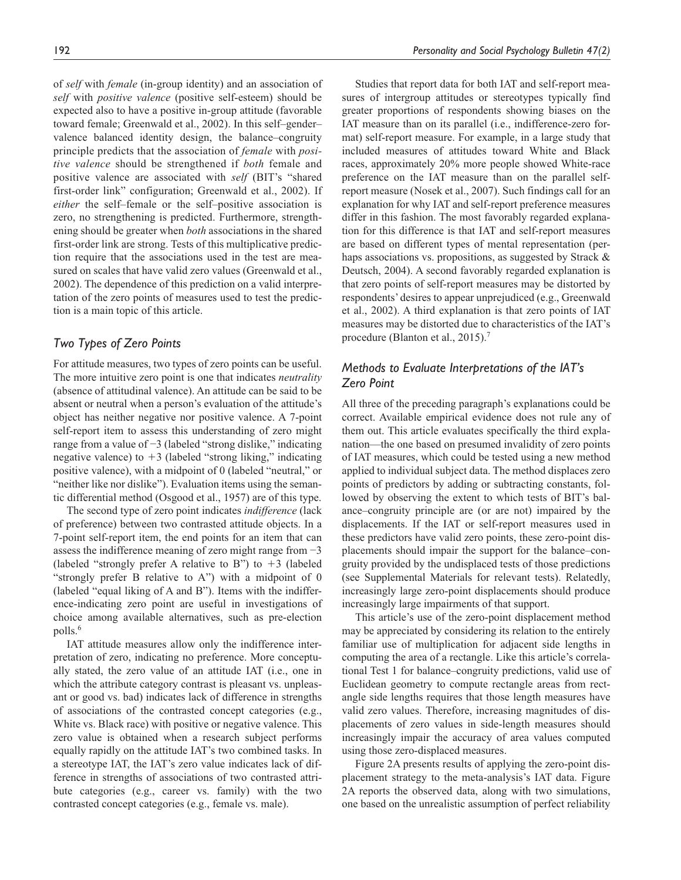of *self* with *female* (in-group identity) and an association of *self* with *positive valence* (positive self-esteem) should be expected also to have a positive in-group attitude (favorable toward female; Greenwald et al., 2002). In this self–gender–valence balanced identity design, the balance–congruity principle predicts that the association of *female* with *positive valence* should be strengthened if *both* female and positive valence are associated with *self* (BIT's "shared first-order link" configuration; Greenwald et al., 2002). If *either* the self–female or the self–positive association is zero, no strengthening is predicted. Furthermore, strengthening should be greater when *both* associations in the shared first-order link are strong. Tests of this multiplicative prediction require that the associations used in the test are measured on scales that have valid zero values (Greenwald et al., 2002). The dependence of this prediction on a valid interpretation of the zero points of measures used to test the prediction is a main topic of this article.

### Two Types of Zero Points

For attitude measures, two types of zero points can be useful. The more intuitive zero point is one that indicates *neutrality* (absence of attitudinal valence). An attitude can be said to be absent or neutral when a person's evaluation of the attitude's object has neither negative nor positive valence. A 7-point self-report item to assess this understanding of zero might range from a value of −3 (labeled "strong dislike," indicating negative valence) to +3 (labeled "strong liking," indicating positive valence), with a midpoint of 0 (labeled "neutral," or "neither like nor dislike"). Evaluation items using the semantic differential method (Osgood et al., 1957) are of this type.

The second type of zero point indicates *indifference* (lack of preference) between two contrasted attitude objects. In a 7-point self-report item, the end points for an item that can assess the indifference meaning of zero might range from −3 (labeled "strongly prefer A relative to B") to +3 (labeled "strongly prefer B relative to A") with a midpoint of 0 (labeled "equal liking of A and B"). Items with the indifference-indicating zero point are useful in investigations of choice among available alternatives, such as pre-election polls.[6]

IAT attitude measures allow only the indifference interpretation of zero, indicating no preference. More conceptually stated, the zero value of an attitude IAT (i.e., one in which the attribute category contrast is pleasant vs. unpleasant or good vs. bad) indicates lack of difference in strengths of associations of the contrasted concept categories (e.g., White vs. Black race) with positive or negative valence. This zero value is obtained when a research subject performs equally rapidly on the attitude IAT's two combined tasks. In a stereotype IAT, the IAT's zero value indicates lack of difference in strengths of associations of two contrasted attribute categories (e.g., career vs. family) with the two contrasted concept categories (e.g., female vs. male).

Studies that report data for both IAT and self-report measures of intergroup attitudes or stereotypes typically find greater proportions of respondents showing biases on the IAT measure than on its parallel (i.e., indifference-zero format) self-report measure. For example, in a large study that included measures of attitudes toward White and Black races, approximately 20% more people showed White-race preference on the IAT measure than on the parallel self-report measure (Nosek et al., 2007). Such findings call for an explanation for why IAT and self-report preference measures differ in this fashion. The most favorably regarded explanation for this difference is that IAT and self-report measures are based on different types of mental representation (perhaps associations vs. propositions, as suggested by Strack & Deutsch, 2004). A second favorably regarded explanation is that zero points of self-report measures may be distorted by respondents' desires to appear unprejudiced (e.g., Greenwald et al., 2002). A third explanation is that zero points of IAT measures may be distorted due to characteristics of the IAT's procedure (Blanton et al., 2015).[7]

### Methods to Evaluate Interpretations of the IAT's Zero Point

All three of the preceding paragraph's explanations could be correct. Available empirical evidence does not rule any of them out. This article evaluates specifically the third explanation—the one based on presumed invalidity of zero points of IAT measures, which could be tested using a new method applied to individual subject data. The method displaces zero points of predictors by adding or subtracting constants, followed by observing the extent to which tests of BIT's balance–congruity principle are (or are not) impaired by the displacements. If the IAT or self-report measures used in these predictors have valid zero points, these zero-point displacements should impair the support for the balance–congruity provided by the undisplaced tests of those predictions (see Supplemental Materials for relevant tests). Relatedly, increasingly large zero-point displacements should produce increasingly large impairments of that support.

This article's use of the zero-point displacement method may be appreciated by considering its relation to the entirely familiar use of multiplication for adjacent side lengths in computing the area of a rectangle. Like this article's correlational Test 1 for balance–congruity predictions, valid use of Euclidean geometry to compute rectangle areas from rectangle side lengths requires that those length measures have valid zero values. Therefore, increasing magnitudes of displacements of zero values in side-length measures should increasingly impair the accuracy of area values computed using those zero-displaced measures.

Figure 2A presents results of applying the zero-point displacement strategy to the meta-analysis's IAT data. Figure 2A reports the observed data, along with two simulations, one based on the unrealistic assumption of perfect reliability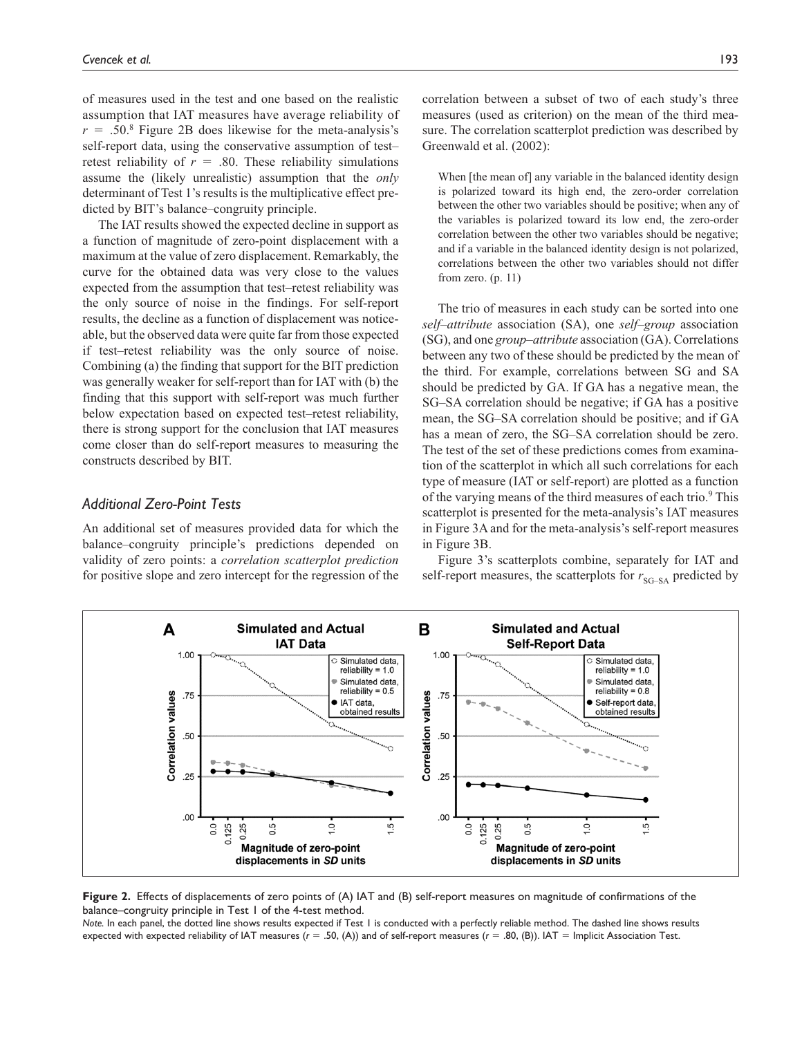of measures used in the test and one based on the realistic assumption that IAT measures have average reliability of $r = .50$.[8] Figure 2B does likewise for the meta-analysis's self-report data, using the conservative assumption of test–retest reliability of $r = .80$. These reliability simulations assume the (likely unrealistic) assumption that the *only* determinant of Test 1's results is the multiplicative effect predicted by BIT's balance–congruity principle.

The IAT results showed the expected decline in support as a function of magnitude of zero-point displacement with a maximum at the value of zero displacement. Remarkably, the curve for the obtained data was very close to the values expected from the assumption that test–retest reliability was the only source of noise in the findings. For self-report results, the decline as a function of displacement was noticeable, but the observed data were quite far from those expected if test–retest reliability was the only source of noise. Combining (a) the finding that support for the BIT prediction was generally weaker for self-report than for IAT with (b) the finding that this support with self-report was much further below expectation based on expected test–retest reliability, there is strong support for the conclusion that IAT measures come closer than do self-report measures to measuring the constructs described by BIT.

### *Additional Zero-Point Tests*

An additional set of measures provided data for which the balance–congruity principle's predictions depended on validity of zero points: a *correlation scatterplot prediction* for positive slope and zero intercept for the regression of the correlation between a subset of two of each study's three measures (used as criterion) on the mean of the third measure. The correlation scatterplot prediction was described by Greenwald et al. (2002):

> When [the mean of] any variable in the balanced identity design is polarized toward its high end, the zero-order correlation between the other two variables should be positive; when any of the variables is polarized toward its low end, the zero-order correlation between the other two variables should be negative; and if a variable in the balanced identity design is not polarized, correlations between the other two variables should not differ from zero. (p. 11)

The trio of measures in each study can be sorted into one *self–attribute* association (SA), one *self–group* association (SG), and one *group–attribute* association (GA). Correlations between any two of these should be predicted by the mean of the third. For example, correlations between SG and SA should be predicted by GA. If GA has a negative mean, the SG–SA correlation should be negative; if GA has a positive mean, the SG–SA correlation should be positive; and if GA has a mean of zero, the SG–SA correlation should be zero. The test of the set of these predictions comes from examination of the scatterplot in which all such correlations for each type of measure (IAT or self-report) are plotted as a function of the varying means of the third measures of each trio.[9] This scatterplot is presented for the meta-analysis's IAT measures in Figure 3A and for the meta-analysis's self-report measures in Figure 3B.

Figure 3's scatterplots combine, separately for IAT and self-report measures, the scatterplots for $r_{SG-SA}$ predicted by

**Figure 2.** Effects of displacements of zero points of (A) IAT and (B) self-report measures on magnitude of confirmations of the balance–congruity principle in Test 1 of the 4-test method.

*Note.* In each panel, the dotted line shows results expected if Test 1 is conducted with a perfectly reliable method. The dashed line shows results expected with expected reliability of IAT measures ($r = .50$, (A)) and of self-report measures ($r = .80$, (B)). IAT = Implicit Association Test.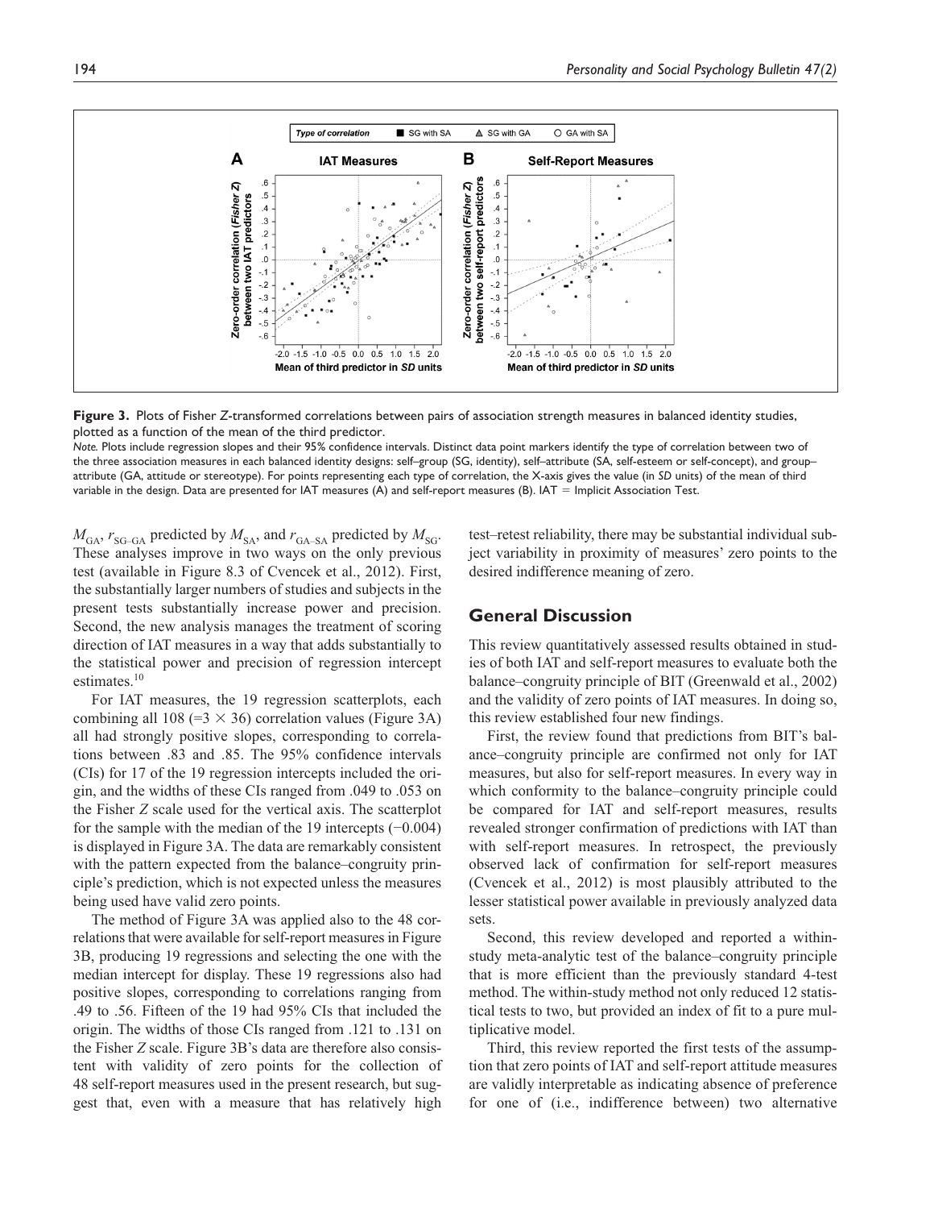**Figure 3.** Plots of Fisher Z-transformed correlations between pairs of association strength measures in balanced identity studies, plotted as a function of the mean of the third predictor.

*Note.* Plots include regression slopes and their 95% confidence intervals. Distinct data point markers identify the type of correlation between two of the three association measures in each balanced identity designs: self–group (SG, identity), self–attribute (SA, self-esteem or self-concept), and group–attribute (GA, attitude or stereotype). For points representing each type of correlation, the X-axis gives the value (in *SD* units) of the mean of third variable in the design. Data are presented for IAT measures (A) and self-report measures (B). IAT = Implicit Association Test.

$M_{GA}$, $r_{SG\text{–}GA}$ predicted by $M_{SA}$, and $r_{GA\text{–}SA}$ predicted by $M_{SG}$. These analyses improve in two ways on the only previous test (available in Figure 8.3 of Cvencek et al., 2012). First, the substantially larger numbers of studies and subjects in the present tests substantially increase power and precision. Second, the new analysis manages the treatment of scoring direction of IAT measures in a way that adds substantially to the statistical power and precision of regression intercept estimates.[10]

For IAT measures, the 19 regression scatterplots, each combining all 108 (=3 × 36) correlation values (Figure 3A) all had strongly positive slopes, corresponding to correlations between .83 and .85. The 95% confidence intervals (CIs) for 17 of the 19 regression intercepts included the origin, and the widths of these CIs ranged from .049 to .053 on the Fisher *Z* scale used for the vertical axis. The scatterplot for the sample with the median of the 19 intercepts (−0.004) is displayed in Figure 3A. The data are remarkably consistent with the pattern expected from the balance–congruity principle's prediction, which is not expected unless the measures being used have valid zero points.

The method of Figure 3A was applied also to the 48 correlations that were available for self-report measures in Figure 3B, producing 19 regressions and selecting the one with the median intercept for display. These 19 regressions also had positive slopes, corresponding to correlations ranging from .49 to .56. Fifteen of the 19 had 95% CIs that included the origin. The widths of those CIs ranged from .121 to .131 on the Fisher *Z* scale. Figure 3B's data are therefore also consistent with validity of zero points for the collection of 48 self-report measures used in the present research, but suggest that, even with a measure that has relatively high test–retest reliability, there may be substantial individual subject variability in proximity of measures' zero points to the desired indifference meaning of zero.

## General Discussion

This review quantitatively assessed results obtained in studies of both IAT and self-report measures to evaluate both the balance–congruity principle of BIT (Greenwald et al., 2002) and the validity of zero points of IAT measures. In doing so, this review established four new findings.

First, the review found that predictions from BIT's balance–congruity principle are confirmed not only for IAT measures, but also for self-report measures. In every way in which conformity to the balance–congruity principle could be compared for IAT and self-report measures, results revealed stronger confirmation of predictions with IAT than with self-report measures. In retrospect, the previously observed lack of confirmation for self-report measures (Cvencek et al., 2012) is most plausibly attributed to the lesser statistical power available in previously analyzed data sets.

Second, this review developed and reported a within-study meta-analytic test of the balance–congruity principle that is more efficient than the previously standard 4-test method. The within-study method not only reduced 12 statistical tests to two, but provided an index of fit to a pure multiplicative model.

Third, this review reported the first tests of the assumption that zero points of IAT and self-report attitude measures are validly interpretable as indicating absence of preference for one of (i.e., indifference between) two alternative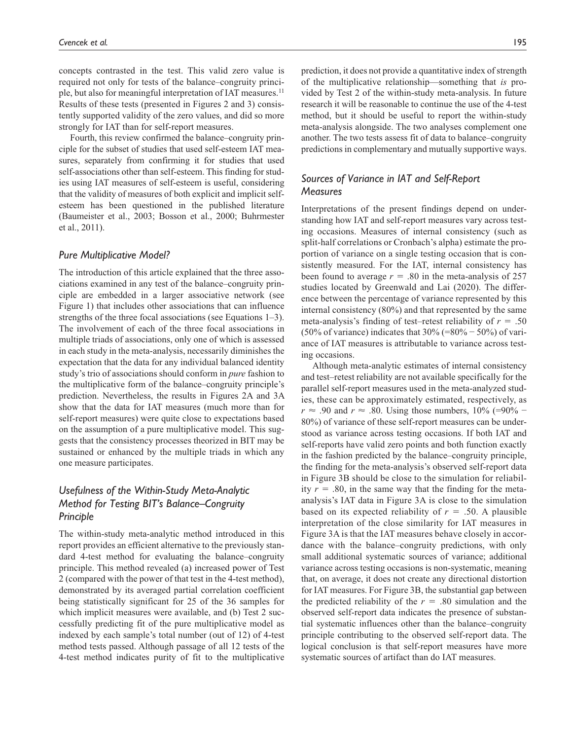concepts contrasted in the test. This valid zero value is required not only for tests of the balance–congruity principle, but also for meaningful interpretation of IAT measures.[11] Results of these tests (presented in Figures 2 and 3) consistently supported validity of the zero values, and did so more strongly for IAT than for self-report measures.

Fourth, this review confirmed the balance–congruity principle for the subset of studies that used self-esteem IAT measures, separately from confirming it for studies that used self-associations other than self-esteem. This finding for studies using IAT measures of self-esteem is useful, considering that the validity of measures of both explicit and implicit self-esteem has been questioned in the published literature (Baumeister et al., 2003; Bosson et al., 2000; Buhrmester et al., 2011).

### *Pure Multiplicative Model?*

The introduction of this article explained that the three associations examined in any test of the balance–congruity principle are embedded in a larger associative network (see Figure 1) that includes other associations that can influence strengths of the three focal associations (see Equations 1–3). The involvement of each of the three focal associations in multiple triads of associations, only one of which is assessed in each study in the meta-analysis, necessarily diminishes the expectation that the data for any individual balanced identity study's trio of associations should conform in *pure* fashion to the multiplicative form of the balance–congruity principle's prediction. Nevertheless, the results in Figures 2A and 3A show that the data for IAT measures (much more than for self-report measures) were quite close to expectations based on the assumption of a pure multiplicative model. This suggests that the consistency processes theorized in BIT may be sustained or enhanced by the multiple triads in which any one measure participates.

### *Usefulness of the Within-Study Meta-Analytic Method for Testing BIT's Balance–Congruity Principle*

The within-study meta-analytic method introduced in this report provides an efficient alternative to the previously standard 4-test method for evaluating the balance–congruity principle. This method revealed (a) increased power of Test 2 (compared with the power of that test in the 4-test method), demonstrated by its averaged partial correlation coefficient being statistically significant for 25 of the 36 samples for which implicit measures were available, and (b) Test 2 successfully predicting fit of the pure multiplicative model as indexed by each sample's total number (out of 12) of 4-test method tests passed. Although passage of all 12 tests of the 4-test method indicates purity of fit to the multiplicative prediction, it does not provide a quantitative index of strength of the multiplicative relationship—something that *is* provided by Test 2 of the within-study meta-analysis. In future research it will be reasonable to continue the use of the 4-test method, but it should be useful to report the within-study meta-analysis alongside. The two analyses complement one another. The two tests assess fit of data to balance–congruity predictions in complementary and mutually supportive ways.

### *Sources of Variance in IAT and Self-Report Measures*

Interpretations of the present findings depend on understanding how IAT and self-report measures vary across testing occasions. Measures of internal consistency (such as split-half correlations or Cronbach's alpha) estimate the proportion of variance on a single testing occasion that is consistently measured. For the IAT, internal consistency has been found to average $r = .80$ in the meta-analysis of 257 studies located by Greenwald and Lai (2020). The difference between the percentage of variance represented by this internal consistency (80%) and that represented by the same meta-analysis's finding of test–retest reliability of $r = .50$ (50% of variance) indicates that 30% (=80% − 50%) of variance of IAT measures is attributable to variance across testing occasions.

Although meta-analytic estimates of internal consistency and test–retest reliability are not available specifically for the parallel self-report measures used in the meta-analyzed studies, these can be approximately estimated, respectively, as $r \approx .90$ and $r \approx .80$. Using those numbers, 10% (=90% − 80%) of variance of these self-report measures can be understood as variance across testing occasions. If both IAT and self-reports have valid zero points and both function exactly in the fashion predicted by the balance–congruity principle, the finding for the meta-analysis's observed self-report data in Figure 3B should be close to the simulation for reliability $r = .80$, in the same way that the finding for the meta-analysis's IAT data in Figure 3A is close to the simulation based on its expected reliability of $r = .50$. A plausible interpretation of the close similarity for IAT measures in Figure 3A is that the IAT measures behave closely in accordance with the balance–congruity predictions, with only small additional systematic sources of variance; additional variance across testing occasions is non-systematic, meaning that, on average, it does not create any directional distortion for IAT measures. For Figure 3B, the substantial gap between the predicted reliability of the $r = .80$ simulation and the observed self-report data indicates the presence of substantial systematic influences other than the balance–congruity principle contributing to the observed self-report data. The logical conclusion is that self-report measures have more systematic sources of artifact than do IAT measures.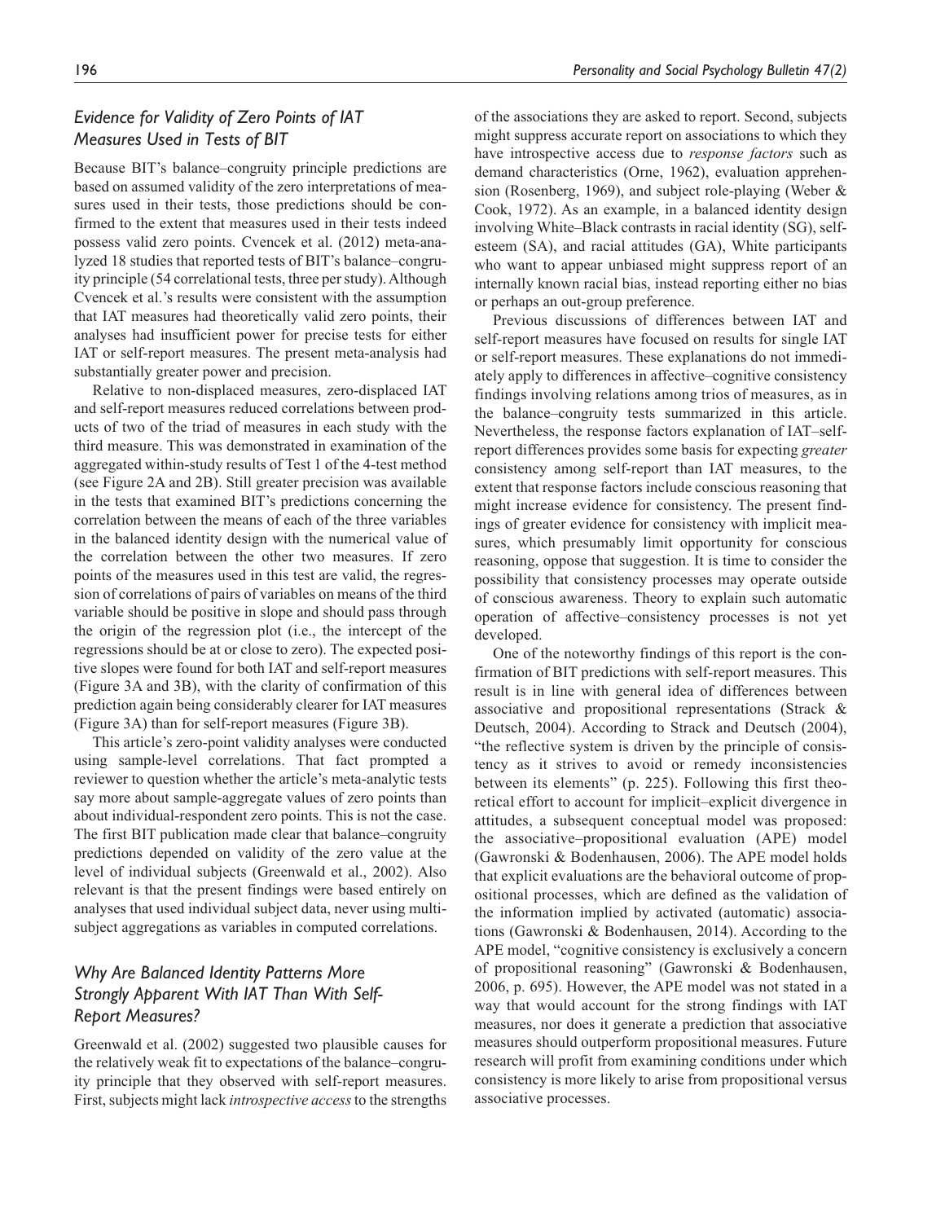### Evidence for Validity of Zero Points of IAT Measures Used in Tests of BIT

Because BIT's balance–congruity principle predictions are based on assumed validity of the zero interpretations of measures used in their tests, those predictions should be confirmed to the extent that measures used in their tests indeed possess valid zero points. Cvencek et al. (2012) meta-analyzed 18 studies that reported tests of BIT's balance–congruity principle (54 correlational tests, three per study). Although Cvencek et al.'s results were consistent with the assumption that IAT measures had theoretically valid zero points, their analyses had insufficient power for precise tests for either IAT or self-report measures. The present meta-analysis had substantially greater power and precision.

Relative to non-displaced measures, zero-displaced IAT and self-report measures reduced correlations between products of two of the triad of measures in each study with the third measure. This was demonstrated in examination of the aggregated within-study results of Test 1 of the 4-test method (see Figure 2A and 2B). Still greater precision was available in the tests that examined BIT's predictions concerning the correlation between the means of each of the three variables in the balanced identity design with the numerical value of the correlation between the other two measures. If zero points of the measures used in this test are valid, the regression of correlations of pairs of variables on means of the third variable should be positive in slope and should pass through the origin of the regression plot (i.e., the intercept of the regressions should be at or close to zero). The expected positive slopes were found for both IAT and self-report measures (Figure 3A and 3B), with the clarity of confirmation of this prediction again being considerably clearer for IAT measures (Figure 3A) than for self-report measures (Figure 3B).

This article's zero-point validity analyses were conducted using sample-level correlations. That fact prompted a reviewer to question whether the article's meta-analytic tests say more about sample-aggregate values of zero points than about individual-respondent zero points. This is not the case. The first BIT publication made clear that balance–congruity predictions depended on validity of the zero value at the level of individual subjects (Greenwald et al., 2002). Also relevant is that the present findings were based entirely on analyses that used individual subject data, never using multi-subject aggregations as variables in computed correlations.

### Why Are Balanced Identity Patterns More Strongly Apparent With IAT Than With Self-Report Measures?

Greenwald et al. (2002) suggested two plausible causes for the relatively weak fit to expectations of the balance–congruity principle that they observed with self-report measures. First, subjects might lack *introspective access* to the strengths of the associations they are asked to report. Second, subjects might suppress accurate report on associations to which they have introspective access due to *response factors* such as demand characteristics (Orne, 1962), evaluation apprehension (Rosenberg, 1969), and subject role-playing (Weber & Cook, 1972). As an example, in a balanced identity design involving White–Black contrasts in racial identity (SG), self-esteem (SA), and racial attitudes (GA), White participants who want to appear unbiased might suppress report of an internally known racial bias, instead reporting either no bias or perhaps an out-group preference.

Previous discussions of differences between IAT and self-report measures have focused on results for single IAT or self-report measures. These explanations do not immediately apply to differences in affective–cognitive consistency findings involving relations among trios of measures, as in the balance–congruity tests summarized in this article. Nevertheless, the response factors explanation of IAT–self-report differences provides some basis for expecting *greater* consistency among self-report than IAT measures, to the extent that response factors include conscious reasoning that might increase evidence for consistency. The present findings of greater evidence for consistency with implicit measures, which presumably limit opportunity for conscious reasoning, oppose that suggestion. It is time to consider the possibility that consistency processes may operate outside of conscious awareness. Theory to explain such automatic operation of affective–consistency processes is not yet developed.

One of the noteworthy findings of this report is the confirmation of BIT predictions with self-report measures. This result is in line with general idea of differences between associative and propositional representations (Strack & Deutsch, 2004). According to Strack and Deutsch (2004), "the reflective system is driven by the principle of consistency as it strives to avoid or remedy inconsistencies between its elements" (p. 225). Following this first theoretical effort to account for implicit–explicit divergence in attitudes, a subsequent conceptual model was proposed: the associative–propositional evaluation (APE) model (Gawronski & Bodenhausen, 2006). The APE model holds that explicit evaluations are the behavioral outcome of propositional processes, which are defined as the validation of the information implied by activated (automatic) associations (Gawronski & Bodenhausen, 2014). According to the APE model, "cognitive consistency is exclusively a concern of propositional reasoning" (Gawronski & Bodenhausen, 2006, p. 695). However, the APE model was not stated in a way that would account for the strong findings with IAT measures, nor does it generate a prediction that associative measures should outperform propositional measures. Future research will profit from examining conditions under which consistency is more likely to arise from propositional versus associative processes.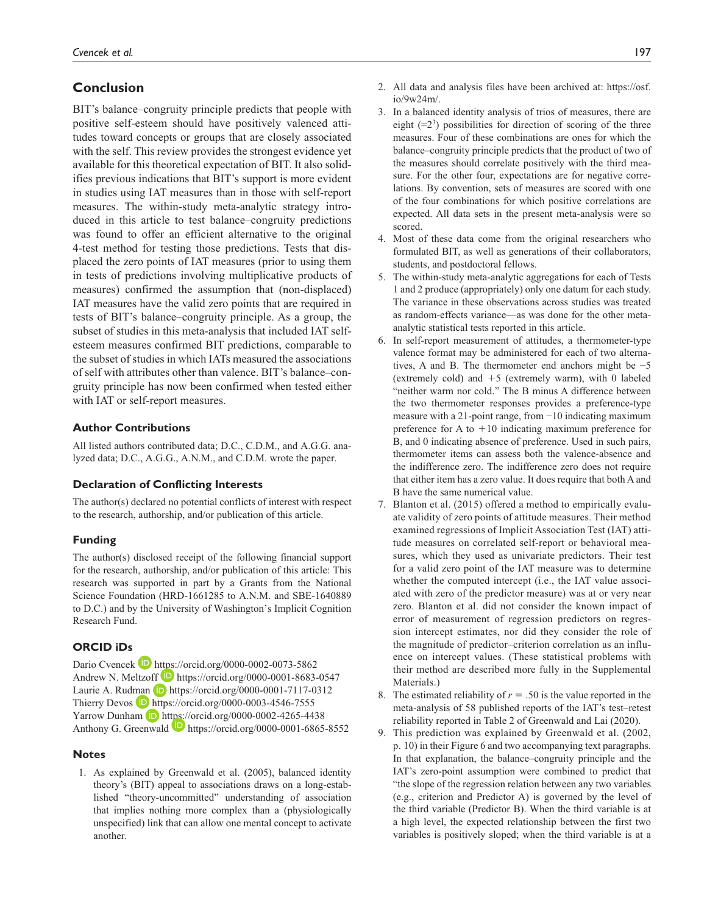## Conclusion

BIT's balance–congruity principle predicts that people with positive self-esteem should have positively valenced attitudes toward concepts or groups that are closely associated with the self. This review provides the strongest evidence yet available for this theoretical expectation of BIT. It also solidifies previous indications that BIT's support is more evident in studies using IAT measures than in those with self-report measures. The within-study meta-analytic strategy introduced in this article to test balance–congruity predictions was found to offer an efficient alternative to the original 4-test method for testing those predictions. Tests that displaced the zero points of IAT measures (prior to using them in tests of predictions involving multiplicative products of measures) confirmed the assumption that (non-displaced) IAT measures have the valid zero points that are required in tests of BIT's balance–congruity principle. As a group, the subset of studies in this meta-analysis that included IAT self-esteem measures confirmed BIT predictions, comparable to the subset of studies in which IATs measured the associations of self with attributes other than valence. BIT's balance–congruity principle has now been confirmed when tested either with IAT or self-report measures.

### Author Contributions

All listed authors contributed data; D.C., C.D.M., and A.G.G. analyzed data; D.C., A.G.G., A.N.M., and C.D.M. wrote the paper.

### Declaration of Conflicting Interests

The author(s) declared no potential conflicts of interest with respect to the research, authorship, and/or publication of this article.

### Funding

The author(s) disclosed receipt of the following financial support for the research, authorship, and/or publication of this article: This research was supported in part by a Grants from the National Science Foundation (HRD-1661285 to A.N.M. and SBE-1640889 to D.C.) and by the University of Washington's Implicit Cognition Research Fund.

### ORCID iDs

Dario Cvencek https://orcid.org/0000-0002-0073-5862
Andrew N. Meltzoff https://orcid.org/0000-0001-8683-0547
Laurie A. Rudman https://orcid.org/0000-0001-7117-0312
Thierry Devos https://orcid.org/0000-0003-4546-7555
Yarrow Dunham https://orcid.org/0000-0002-4265-4438
Anthony G. Greenwald https://orcid.org/0000-0001-6865-8552

### Notes

1. As explained by Greenwald et al. (2005), balanced identity theory's (BIT) appeal to associations draws on a long-established "theory-uncommitted" understanding of association that implies nothing more complex than a (physiologically unspecified) link that can allow one mental concept to activate another.
2. All data and analysis files have been archived at: https://osf.io/9w24m/.
3. In a balanced identity analysis of trios of measures, there are eight ($=2^3$) possibilities for direction of scoring of the three measures. Four of these combinations are ones for which the balance–congruity principle predicts that the product of two of the measures should correlate positively with the third measure. For the other four, expectations are for negative correlations. By convention, sets of measures are scored with one of the four combinations for which positive correlations are expected. All data sets in the present meta-analysis were so scored.
4. Most of these data come from the original researchers who formulated BIT, as well as generations of their collaborators, students, and postdoctoral fellows.
5. The within-study meta-analytic aggregations for each of Tests 1 and 2 produce (appropriately) only one datum for each study. The variance in these observations across studies was treated as random-effects variance—as was done for the other meta-analytic statistical tests reported in this article.
6. In self-report measurement of attitudes, a thermometer-type valence format may be administered for each of two alternatives, A and B. The thermometer end anchors might be −5 (extremely cold) and +5 (extremely warm), with 0 labeled "neither warm nor cold." The B minus A difference between the two thermometer responses provides a preference-type measure with a 21-point range, from −10 indicating maximum preference for A to +10 indicating maximum preference for B, and 0 indicating absence of preference. Used in such pairs, thermometer items can assess both the valence-absence and the indifference zero. The indifference zero does not require that either item has a zero value. It does require that both A and B have the same numerical value.
7. Blanton et al. (2015) offered a method to empirically evaluate validity of zero points of attitude measures. Their method examined regressions of Implicit Association Test (IAT) attitude measures on correlated self-report or behavioral measures, which they used as univariate predictors. Their test for a valid zero point of the IAT measure was to determine whether the computed intercept (i.e., the IAT value associated with zero of the predictor measure) was at or very near zero. Blanton et al. did not consider the known impact of error of measurement of regression predictors on regression intercept estimates, nor did they consider the role of the magnitude of predictor–criterion correlation as an influence on intercept values. (These statistical problems with their method are described more fully in the Supplemental Materials.)
8. The estimated reliability of $r = .50$ is the value reported in the meta-analysis of 58 published reports of the IAT's test–retest reliability reported in Table 2 of Greenwald and Lai (2020).
9. This prediction was explained by Greenwald et al. (2002, p. 10) in their Figure 6 and two accompanying text paragraphs. In that explanation, the balance–congruity principle and the IAT's zero-point assumption were combined to predict that "the slope of the regression relation between any two variables (e.g., criterion and Predictor A) is governed by the level of the third variable (Predictor B). When the third variable is at a high level, the expected relationship between the first two variables is positively sloped; when the third variable is at a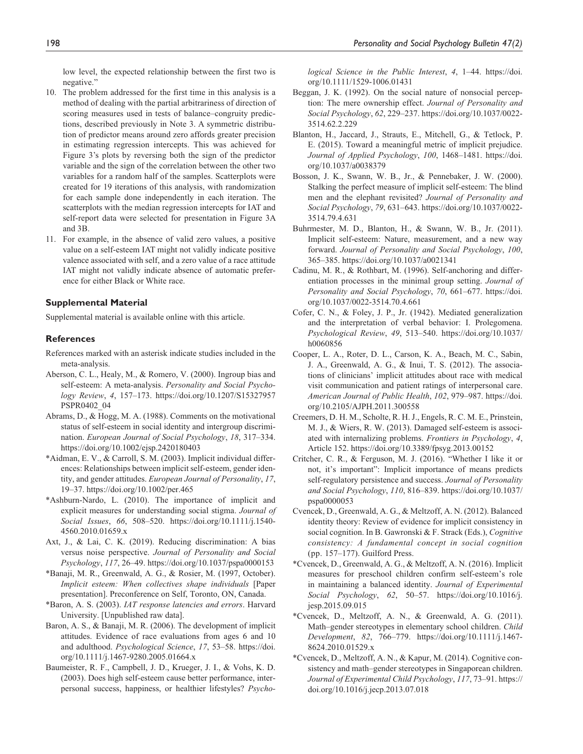low level, the expected relationship between the first two is negative."

10. The problem addressed for the first time in this analysis is a method of dealing with the partial arbitrariness of direction of scoring measures used in tests of balance–congruity predictions, described previously in Note 3. A symmetric distribution of predictor means around zero affords greater precision in estimating regression intercepts. This was achieved for Figure 3's plots by reversing both the sign of the predictor variable and the sign of the correlation between the other two variables for a random half of the samples. Scatterplots were created for 19 iterations of this analysis, with randomization for each sample done independently in each iteration. The scatterplots with the median regression intercepts for IAT and self-report data were selected for presentation in Figure 3A and 3B.
11. For example, in the absence of valid zero values, a positive value on a self-esteem IAT might not validly indicate positive valence associated with self, and a zero value of a race attitude IAT might not validly indicate absence of automatic preference for either Black or White race.

## Supplemental Material

Supplemental material is available online with this article.

## References

References marked with an asterisk indicate studies included in the meta-analysis.

Aberson, C. L., Healy, M., & Romero, V. (2000). Ingroup bias and self-esteem: A meta-analysis. *Personality and Social Psychology Review*, *4*, 157–173. https://doi.org/10.1207/S15327957PSPR0402_04

Abrams, D., & Hogg, M. A. (1988). Comments on the motivational status of self-esteem in social identity and intergroup discrimination. *European Journal of Social Psychology*, *18*, 317–334. https://doi.org/10.1002/ejsp.2420180403

*Aidman, E. V., & Carroll, S. M. (2003). Implicit individual differences: Relationships between implicit self-esteem, gender identity, and gender attitudes. *European Journal of Personality*, *17*, 19–37. https://doi.org/10.1002/per.465

*Ashburn-Nardo, L. (2010). The importance of implicit and explicit measures for understanding social stigma. *Journal of Social Issues*, *66*, 508–520. https://doi.org/10.1111/j.1540-4560.2010.01659.x

Axt, J., & Lai, C. K. (2019). Reducing discrimination: A bias versus noise perspective. *Journal of Personality and Social Psychology*, *117*, 26–49. https://doi.org/10.1037/pspa0000153

*Banaji, M. R., Greenwald, A. G., & Rosier, M. (1997, October). *Implicit esteem: When collectives shape individuals* [Paper presentation]. Preconference on Self, Toronto, ON, Canada.

*Baron, A. S. (2003). *IAT response latencies and errors*. Harvard University. [Unpublished raw data].

Baron, A. S., & Banaji, M. R. (2006). The development of implicit attitudes. Evidence of race evaluations from ages 6 and 10 and adulthood. *Psychological Science*, *17*, 53–58. https://doi.org/10.1111/j.1467-9280.2005.01664.x

Baumeister, R. F., Campbell, J. D., Krueger, J. I., & Vohs, K. D. (2003). Does high self-esteem cause better performance, interpersonal success, happiness, or healthier lifestyles? *Psychological Science in the Public Interest*, *4*, 1–44. https://doi.org/10.1111/1529-1006.01431

Beggan, J. K. (1992). On the social nature of nonsocial perception: The mere ownership effect. *Journal of Personality and Social Psychology*, *62*, 229–237. https://doi.org/10.1037/0022-3514.62.2.229

Blanton, H., Jaccard, J., Strauts, E., Mitchell, G., & Tetlock, P. E. (2015). Toward a meaningful metric of implicit prejudice. *Journal of Applied Psychology*, *100*, 1468–1481. https://doi.org/10.1037/a0038379

Bosson, J. K., Swann, W. B., Jr., & Pennebaker, J. W. (2000). Stalking the perfect measure of implicit self-esteem: The blind men and the elephant revisited? *Journal of Personality and Social Psychology*, *79*, 631–643. https://doi.org/10.1037/0022-3514.79.4.631

Buhrmester, M. D., Blanton, H., & Swann, W. B., Jr. (2011). Implicit self-esteem: Nature, measurement, and a new way forward. *Journal of Personality and Social Psychology*, *100*, 365–385. https://doi.org/10.1037/a0021341

Cadinu, M. R., & Rothbart, M. (1996). Self-anchoring and differentiation processes in the minimal group setting. *Journal of Personality and Social Psychology*, *70*, 661–677. https://doi.org/10.1037/0022-3514.70.4.661

Cofer, C. N., & Foley, J. P., Jr. (1942). Mediated generalization and the interpretation of verbal behavior: I. Prolegomena. *Psychological Review*, *49*, 513–540. https://doi.org/10.1037/h0060856

Cooper, L. A., Roter, D. L., Carson, K. A., Beach, M. C., Sabin, J. A., Greenwald, A. G., & Inui, T. S. (2012). The associations of clinicians' implicit attitudes about race with medical visit communication and patient ratings of interpersonal care. *American Journal of Public Health*, *102*, 979–987. https://doi.org/10.2105/AJPH.2011.300558

Creemers, D. H. M., Scholte, R. H. J., Engels, R. C. M. E., Prinstein, M. J., & Wiers, R. W. (2013). Damaged self-esteem is associated with internalizing problems. *Frontiers in Psychology*, *4*, Article 152. https://doi.org/10.3389/fpsyg.2013.00152

Critcher, C. R., & Ferguson, M. J. (2016). "Whether I like it or not, it's important": Implicit importance of means predicts self-regulatory persistence and success. *Journal of Personality and Social Psychology*, *110*, 816–839. https://doi.org/10.1037/pspa0000053

Cvencek, D., Greenwald, A. G., & Meltzoff, A. N. (2012). Balanced identity theory: Review of evidence for implicit consistency in social cognition. In B. Gawronski & F. Strack (Eds.), *Cognitive consistency: A fundamental concept in social cognition* (pp. 157–177). Guilford Press.

*Cvencek, D., Greenwald, A. G., & Meltzoff, A. N. (2016). Implicit measures for preschool children confirm self-esteem's role in maintaining a balanced identity. *Journal of Experimental Social Psychology*, *62*, 50–57. https://doi.org/10.1016/j.jesp.2015.09.015

*Cvencek, D., Meltzoff, A. N., & Greenwald, A. G. (2011). Math–gender stereotypes in elementary school children. *Child Development*, *82*, 766–779. https://doi.org/10.1111/j.1467-8624.2010.01529.x

*Cvencek, D., Meltzoff, A. N., & Kapur, M. (2014). Cognitive consistency and math–gender stereotypes in Singaporean children. *Journal of Experimental Child Psychology*, *117*, 73–91. https://doi.org/10.1016/j.jecp.2013.07.018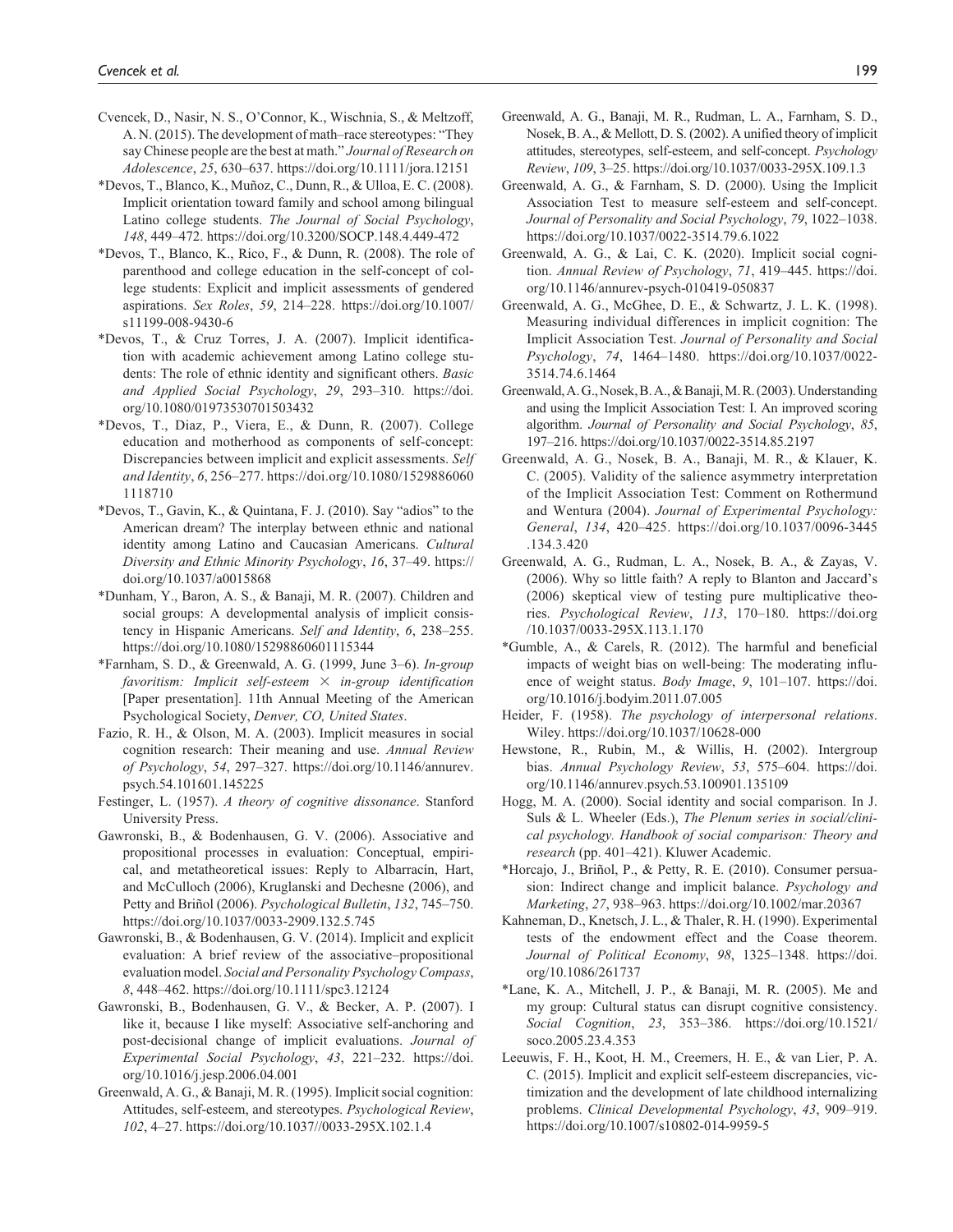Cvencek, D., Nasir, N. S., O'Connor, K., Wischnia, S., & Meltzoff, A. N. (2015). The development of math–race stereotypes: "They say Chinese people are the best at math." *Journal of Research on Adolescence*, *25*, 630–637. https://doi.org/10.1111/jora.12151

*Devos, T., Blanco, K., Muñoz, C., Dunn, R., & Ulloa, E. C. (2008). Implicit orientation toward family and school among bilingual Latino college students. *The Journal of Social Psychology*, *148*, 449–472. https://doi.org/10.3200/SOCP.148.4.449-472

*Devos, T., Blanco, K., Rico, F., & Dunn, R. (2008). The role of parenthood and college education in the self-concept of college students: Explicit and implicit assessments of gendered aspirations. *Sex Roles*, *59*, 214–228. https://doi.org/10.1007/s11199-008-9430-6

*Devos, T., & Cruz Torres, J. A. (2007). Implicit identification with academic achievement among Latino college students: The role of ethnic identity and significant others. *Basic and Applied Social Psychology*, *29*, 293–310. https://doi.org/10.1080/01973530701503432

*Devos, T., Diaz, P., Viera, E., & Dunn, R. (2007). College education and motherhood as components of self-concept: Discrepancies between implicit and explicit assessments. *Self and Identity*, *6*, 256–277. https://doi.org/10.1080/15298860601118710

*Devos, T., Gavin, K., & Quintana, F. J. (2010). Say "adios" to the American dream? The interplay between ethnic and national identity among Latino and Caucasian Americans. *Cultural Diversity and Ethnic Minority Psychology*, *16*, 37–49. https://doi.org/10.1037/a0015868

*Dunham, Y., Baron, A. S., & Banaji, M. R. (2007). Children and social groups: A developmental analysis of implicit consistency in Hispanic Americans. *Self and Identity*, *6*, 238–255. https://doi.org/10.1080/15298860601115344

*Farnham, S. D., & Greenwald, A. G. (1999, June 3–6). *In-group favoritism: Implicit self-esteem × in-group identification* [Paper presentation]. 11th Annual Meeting of the American Psychological Society, *Denver, CO, United States*.

Fazio, R. H., & Olson, M. A. (2003). Implicit measures in social cognition research: Their meaning and use. *Annual Review of Psychology*, *54*, 297–327. https://doi.org/10.1146/annurev.psych.54.101601.145225

Festinger, L. (1957). *A theory of cognitive dissonance*. Stanford University Press.

Gawronski, B., & Bodenhausen, G. V. (2006). Associative and propositional processes in evaluation: Conceptual, empirical, and metatheoretical issues: Reply to Albarracín, Hart, and McCulloch (2006), Kruglanski and Dechesne (2006), and Petty and Briñol (2006). *Psychological Bulletin*, *132*, 745–750. https://doi.org/10.1037/0033-2909.132.5.745

Gawronski, B., & Bodenhausen, G. V. (2014). Implicit and explicit evaluation: A brief review of the associative–propositional evaluation model. *Social and Personality Psychology Compass*, *8*, 448–462. https://doi.org/10.1111/spc3.12124

Gawronski, B., Bodenhausen, G. V., & Becker, A. P. (2007). I like it, because I like myself: Associative self-anchoring and post-decisional change of implicit evaluations. *Journal of Experimental Social Psychology*, *43*, 221–232. https://doi.org/10.1016/j.jesp.2006.04.001

Greenwald, A. G., & Banaji, M. R. (1995). Implicit social cognition: Attitudes, self-esteem, and stereotypes. *Psychological Review*, *102*, 4–27. https://doi.org/10.1037//0033-295X.102.1.4

Greenwald, A. G., Banaji, M. R., Rudman, L. A., Farnham, S. D., Nosek, B. A., & Mellott, D. S. (2002). A unified theory of implicit attitudes, stereotypes, self-esteem, and self-concept. *Psychology Review*, *109*, 3–25. https://doi.org/10.1037/0033-295X.109.1.3

Greenwald, A. G., & Farnham, S. D. (2000). Using the Implicit Association Test to measure self-esteem and self-concept. *Journal of Personality and Social Psychology*, *79*, 1022–1038. https://doi.org/10.1037/0022-3514.79.6.1022

Greenwald, A. G., & Lai, C. K. (2020). Implicit social cognition. *Annual Review of Psychology*, *71*, 419–445. https://doi.org/10.1146/annurev-psych-010419-050837

Greenwald, A. G., McGhee, D. E., & Schwartz, J. L. K. (1998). Measuring individual differences in implicit cognition: The Implicit Association Test. *Journal of Personality and Social Psychology*, *74*, 1464–1480. https://doi.org/10.1037/0022-3514.74.6.1464

Greenwald, A. G., Nosek, B. A., & Banaji, M. R. (2003). Understanding and using the Implicit Association Test: I. An improved scoring algorithm. *Journal of Personality and Social Psychology*, *85*, 197–216. https://doi.org/10.1037/0022-3514.85.2197

Greenwald, A. G., Nosek, B. A., Banaji, M. R., & Klauer, K. C. (2005). Validity of the salience asymmetry interpretation of the Implicit Association Test: Comment on Rothermund and Wentura (2004). *Journal of Experimental Psychology: General*, *134*, 420–425. https://doi.org/10.1037/0096-3445.134.3.420

Greenwald, A. G., Rudman, L. A., Nosek, B. A., & Zayas, V. (2006). Why so little faith? A reply to Blanton and Jaccard's (2006) skeptical view of testing pure multiplicative theories. *Psychological Review*, *113*, 170–180. https://doi.org/10.1037/0033-295X.113.1.170

*Gumble, A., & Carels, R. (2012). The harmful and beneficial impacts of weight bias on well-being: The moderating influence of weight status. *Body Image*, *9*, 101–107. https://doi.org/10.1016/j.bodyim.2011.07.005

Heider, F. (1958). *The psychology of interpersonal relations*. Wiley. https://doi.org/10.1037/10628-000

Hewstone, R., Rubin, M., & Willis, H. (2002). Intergroup bias. *Annual Psychology Review*, *53*, 575–604. https://doi.org/10.1146/annurev.psych.53.100901.135109

Hogg, M. A. (2000). Social identity and social comparison. In J. Suls & L. Wheeler (Eds.), *The Plenum series in social/clinical psychology. Handbook of social comparison: Theory and research* (pp. 401–421). Kluwer Academic.

*Horcajo, J., Briñol, P., & Petty, R. E. (2010). Consumer persuasion: Indirect change and implicit balance. *Psychology and Marketing*, *27*, 938–963. https://doi.org/10.1002/mar.20367

Kahneman, D., Knetsch, J. L., & Thaler, R. H. (1990). Experimental tests of the endowment effect and the Coase theorem. *Journal of Political Economy*, *98*, 1325–1348. https://doi.org/10.1086/261737

*Lane, K. A., Mitchell, J. P., & Banaji, M. R. (2005). Me and my group: Cultural status can disrupt cognitive consistency. *Social Cognition*, *23*, 353–386. https://doi.org/10.1521/soco.2005.23.4.353

Leeuwis, F. H., Koot, H. M., Creemers, H. E., & van Lier, P. A. C. (2015). Implicit and explicit self-esteem discrepancies, victimization and the development of late childhood internalizing problems. *Clinical Developmental Psychology*, *43*, 909–919. https://doi.org/10.1007/s10802-014-9959-5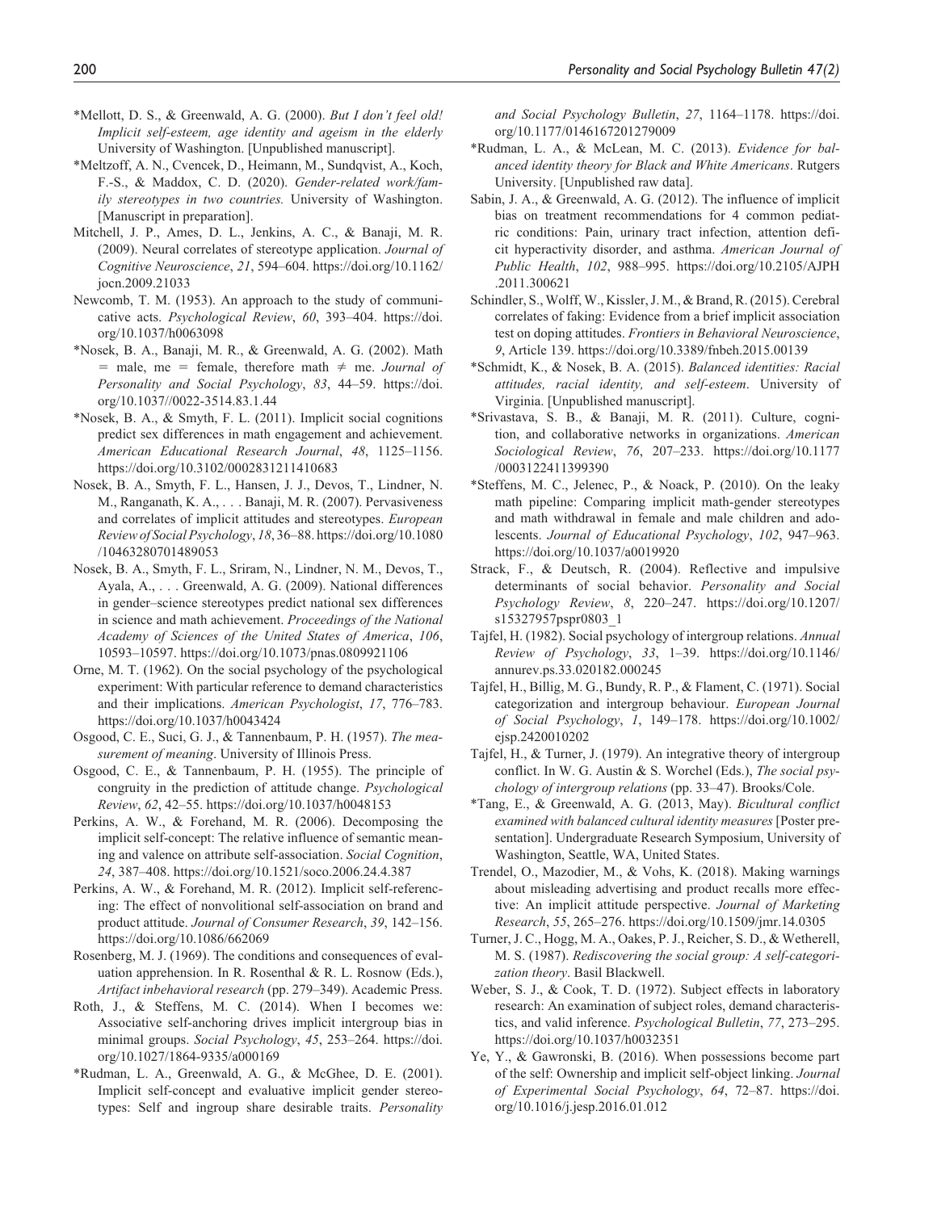*Mellott, D. S., & Greenwald, A. G. (2000). *But I don't feel old! Implicit self-esteem, age identity and ageism in the elderly* University of Washington. [Unpublished manuscript].

*Meltzoff, A. N., Cvencek, D., Heimann, M., Sundqvist, A., Koch, F.-S., & Maddox, C. D. (2020). *Gender-related work/family stereotypes in two countries.* University of Washington. [Manuscript in preparation].

Mitchell, J. P., Ames, D. L., Jenkins, A. C., & Banaji, M. R. (2009). Neural correlates of stereotype application. *Journal of Cognitive Neuroscience*, *21*, 594–604. https://doi.org/10.1162/jocn.2009.21033

Newcomb, T. M. (1953). An approach to the study of communicative acts. *Psychological Review*, *60*, 393–404. https://doi.org/10.1037/h0063098

*Nosek, B. A., Banaji, M. R., & Greenwald, A. G. (2002). Math = male, me = female, therefore math ≠ me. *Journal of Personality and Social Psychology*, *83*, 44–59. https://doi.org/10.1037//0022-3514.83.1.44

*Nosek, B. A., & Smyth, F. L. (2011). Implicit social cognitions predict sex differences in math engagement and achievement. *American Educational Research Journal*, *48*, 1125–1156. https://doi.org/10.3102/0002831211410683

Nosek, B. A., Smyth, F. L., Hansen, J. J., Devos, T., Lindner, N. M., Ranganath, K. A., . . . Banaji, M. R. (2007). Pervasiveness and correlates of implicit attitudes and stereotypes. *European Review of Social Psychology*, *18*, 36–88. https://doi.org/10.1080/10463280701489053

Nosek, B. A., Smyth, F. L., Sriram, N., Lindner, N. M., Devos, T., Ayala, A., . . . Greenwald, A. G. (2009). National differences in gender–science stereotypes predict national sex differences in science and math achievement. *Proceedings of the National Academy of Sciences of the United States of America*, *106*, 10593–10597. https://doi.org/10.1073/pnas.0809921106

Orne, M. T. (1962). On the social psychology of the psychological experiment: With particular reference to demand characteristics and their implications. *American Psychologist*, *17*, 776–783. https://doi.org/10.1037/h0043424

Osgood, C. E., Suci, G. J., & Tannenbaum, P. H. (1957). *The measurement of meaning*. University of Illinois Press.

Osgood, C. E., & Tannenbaum, P. H. (1955). The principle of congruity in the prediction of attitude change. *Psychological Review*, *62*, 42–55. https://doi.org/10.1037/h0048153

Perkins, A. W., & Forehand, M. R. (2006). Decomposing the implicit self-concept: The relative influence of semantic meaning and valence on attribute self-association. *Social Cognition*, *24*, 387–408. https://doi.org/10.1521/soco.2006.24.4.387

Perkins, A. W., & Forehand, M. R. (2012). Implicit self-referencing: The effect of nonvolitional self-association on brand and product attitude. *Journal of Consumer Research*, *39*, 142–156. https://doi.org/10.1086/662069

Rosenberg, M. J. (1969). The conditions and consequences of evaluation apprehension. In R. Rosenthal & R. L. Rosnow (Eds.), *Artifact inbehavioral research* (pp. 279–349). Academic Press.

Roth, J., & Steffens, M. C. (2014). When I becomes we: Associative self-anchoring drives implicit intergroup bias in minimal groups. *Social Psychology*, *45*, 253–264. https://doi.org/10.1027/1864-9335/a000169

*Rudman, L. A., Greenwald, A. G., & McGhee, D. E. (2001). Implicit self-concept and evaluative implicit gender stereotypes: Self and ingroup share desirable traits. *Personality and Social Psychology Bulletin*, *27*, 1164–1178. https://doi.org/10.1177/0146167201279009

*Rudman, L. A., & McLean, M. C. (2013). *Evidence for balanced identity theory for Black and White Americans*. Rutgers University. [Unpublished raw data].

Sabin, J. A., & Greenwald, A. G. (2012). The influence of implicit bias on treatment recommendations for 4 common pediatric conditions: Pain, urinary tract infection, attention deficit hyperactivity disorder, and asthma. *American Journal of Public Health*, *102*, 988–995. https://doi.org/10.2105/AJPH.2011.300621

Schindler, S., Wolff, W., Kissler, J. M., & Brand, R. (2015). Cerebral correlates of faking: Evidence from a brief implicit association test on doping attitudes. *Frontiers in Behavioral Neuroscience*, *9*, Article 139. https://doi.org/10.3389/fnbeh.2015.00139

*Schmidt, K., & Nosek, B. A. (2015). *Balanced identities: Racial attitudes, racial identity, and self-esteem*. University of Virginia. [Unpublished manuscript].

*Srivastava, S. B., & Banaji, M. R. (2011). Culture, cognition, and collaborative networks in organizations. *American Sociological Review*, *76*, 207–233. https://doi.org/10.1177/0003122411399390

*Steffens, M. C., Jelenec, P., & Noack, P. (2010). On the leaky math pipeline: Comparing implicit math-gender stereotypes and math withdrawal in female and male children and adolescents. *Journal of Educational Psychology*, *102*, 947–963. https://doi.org/10.1037/a0019920

Strack, F., & Deutsch, R. (2004). Reflective and impulsive determinants of social behavior. *Personality and Social Psychology Review*, *8*, 220–247. https://doi.org/10.1207/s15327957pspr0803_1

Tajfel, H. (1982). Social psychology of intergroup relations. *Annual Review of Psychology*, *33*, 1–39. https://doi.org/10.1146/annurev.ps.33.020182.000245

Tajfel, H., Billig, M. G., Bundy, R. P., & Flament, C. (1971). Social categorization and intergroup behaviour. *European Journal of Social Psychology*, *1*, 149–178. https://doi.org/10.1002/ejsp.2420010202

Tajfel, H., & Turner, J. (1979). An integrative theory of intergroup conflict. In W. G. Austin & S. Worchel (Eds.), *The social psychology of intergroup relations* (pp. 33–47). Brooks/Cole.

*Tang, E., & Greenwald, A. G. (2013, May). *Bicultural conflict examined with balanced cultural identity measures* [Poster presentation]. Undergraduate Research Symposium, University of Washington, Seattle, WA, United States.

Trendel, O., Mazodier, M., & Vohs, K. (2018). Making warnings about misleading advertising and product recalls more effective: An implicit attitude perspective. *Journal of Marketing Research*, *55*, 265–276. https://doi.org/10.1509/jmr.14.0305

Turner, J. C., Hogg, M. A., Oakes, P. J., Reicher, S. D., & Wetherell, M. S. (1987). *Rediscovering the social group: A self-categorization theory*. Basil Blackwell.

Weber, S. J., & Cook, T. D. (1972). Subject effects in laboratory research: An examination of subject roles, demand characteristics, and valid inference. *Psychological Bulletin*, *77*, 273–295. https://doi.org/10.1037/h0032351

Ye, Y., & Gawronski, B. (2016). When possessions become part of the self: Ownership and implicit self-object linking. *Journal of Experimental Social Psychology*, *64*, 72–87. https://doi.org/10.1016/j.jesp.2016.01.012